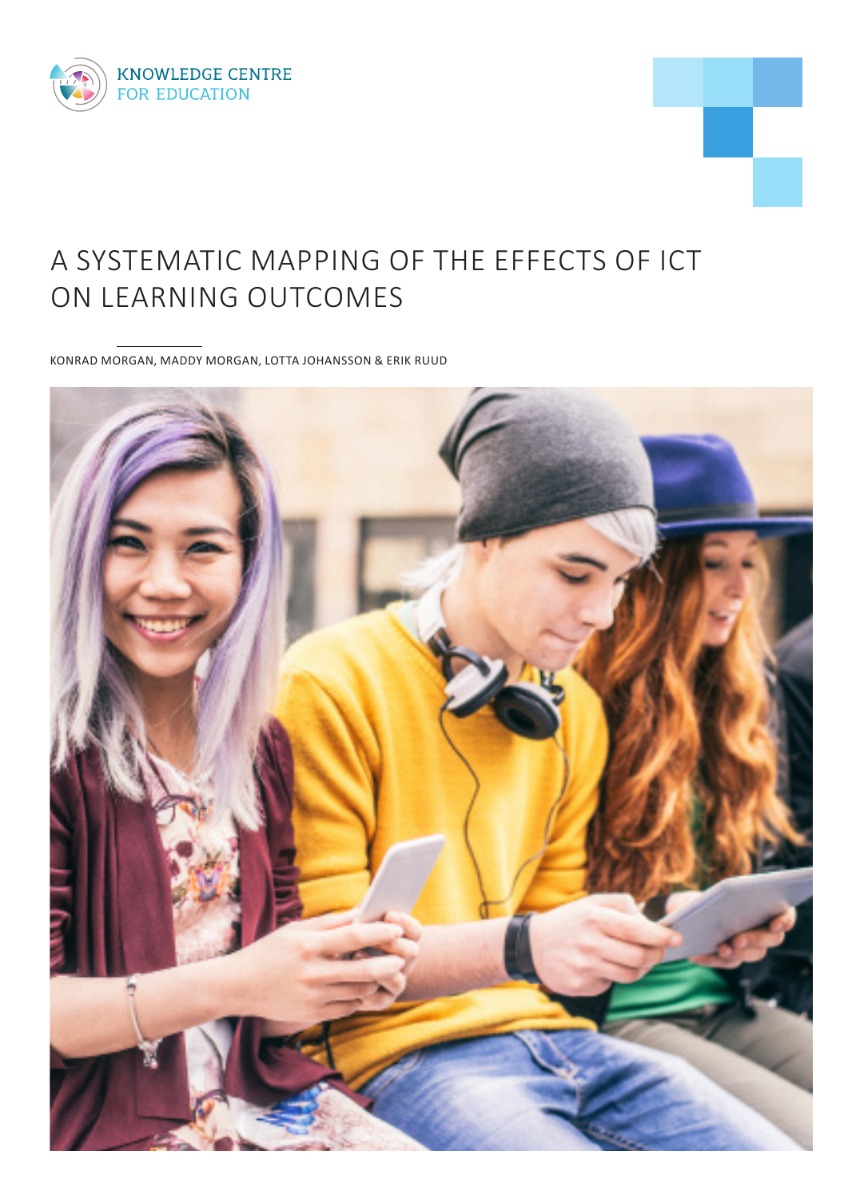KNOWLEDGE CENTRE
FOR EDUCATION

# A SYSTEMATIC MAPPING OF THE EFFECTS OF ICT ON LEARNING OUTCOMES

KONRAD MORGAN, MADDY MORGAN, LOTTA JOHANSSON & ERIK RUUD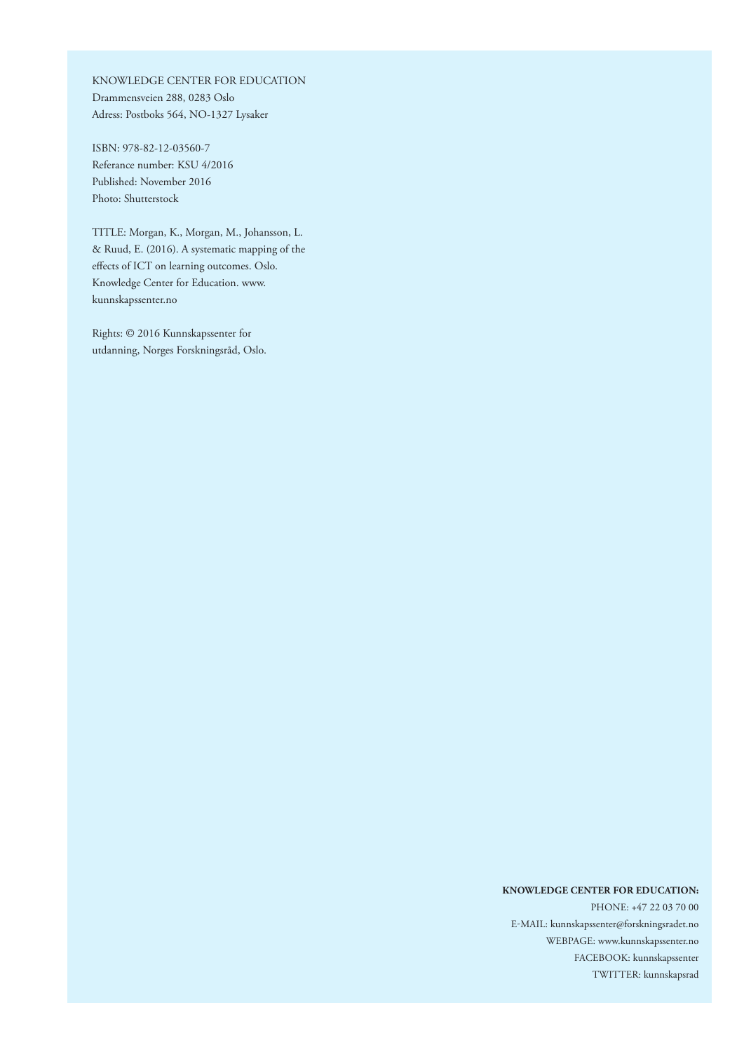KNOWLEDGE CENTER FOR EDUCATION
Drammensveien 288, 0283 Oslo
Adress: Postboks 564, NO-1327 Lysaker

ISBN: 978-82-12-03560-7
Referance number: KSU 4/2016
Published: November 2016
Photo: Shutterstock

TITLE: Morgan, K., Morgan, M., Johansson, L. & Ruud, E. (2016). A systematic mapping of the effects of ICT on learning outcomes. Oslo. Knowledge Center for Education. www.kunnskapssenter.no

Rights: © 2016 Kunnskapssenter for utdanning, Norges Forskningsråd, Oslo.

**KNOWLEDGE CENTER FOR EDUCATION:**

PHONE: +47 22 03 70 00
E-MAIL: kunnskapssenter@forskningsradet.no
WEBPAGE: www.kunnskapssenter.no
FACEBOOK: kunnskapssenter
TWITTER: kunnskapsrad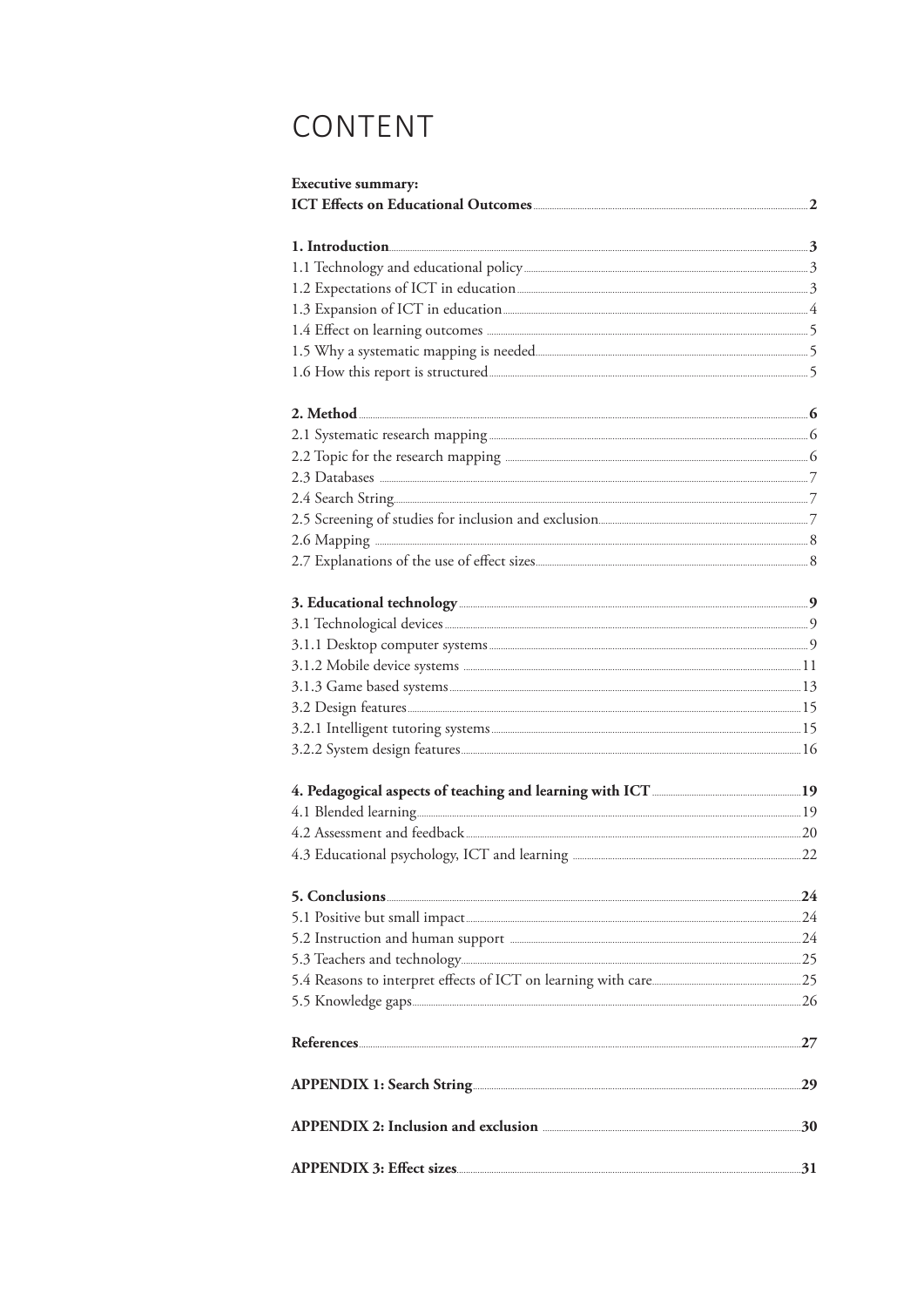# CONTENT

**Executive summary:**
**ICT Effects on Educational Outcomes** .......... **2**

**1. Introduction** .......... **3**
1.1 Technology and educational policy .......... 3
1.2 Expectations of ICT in education .......... 3
1.3 Expansion of ICT in education .......... 4
1.4 Effect on learning outcomes .......... 5
1.5 Why a systematic mapping is needed .......... 5
1.6 How this report is structured .......... 5

**2. Method** .......... **6**
2.1 Systematic research mapping .......... 6
2.2 Topic for the research mapping .......... 6
2.3 Databases .......... 7
2.4 Search String .......... 7
2.5 Screening of studies for inclusion and exclusion .......... 7
2.6 Mapping .......... 8
2.7 Explanations of the use of effect sizes .......... 8

**3. Educational technology** .......... **9**
3.1 Technological devices .......... 9
3.1.1 Desktop computer systems .......... 9
3.1.2 Mobile device systems .......... 11
3.1.3 Game based systems .......... 13
3.2 Design features .......... 15
3.2.1 Intelligent tutoring systems .......... 15
3.2.2 System design features .......... 16

**4. Pedagogical aspects of teaching and learning with ICT** .......... **19**
4.1 Blended learning .......... 19
4.2 Assessment and feedback .......... 20
4.3 Educational psychology, ICT and learning .......... 22

**5. Conclusions** .......... **24**
5.1 Positive but small impact .......... 24
5.2 Instruction and human support .......... 24
5.3 Teachers and technology .......... 25
5.4 Reasons to interpret effects of ICT on learning with care .......... 25
5.5 Knowledge gaps .......... 26

**References** .......... **27**

**APPENDIX 1: Search String** .......... **29**

**APPENDIX 2: Inclusion and exclusion** .......... **30**

**APPENDIX 3: Effect sizes** .......... **31**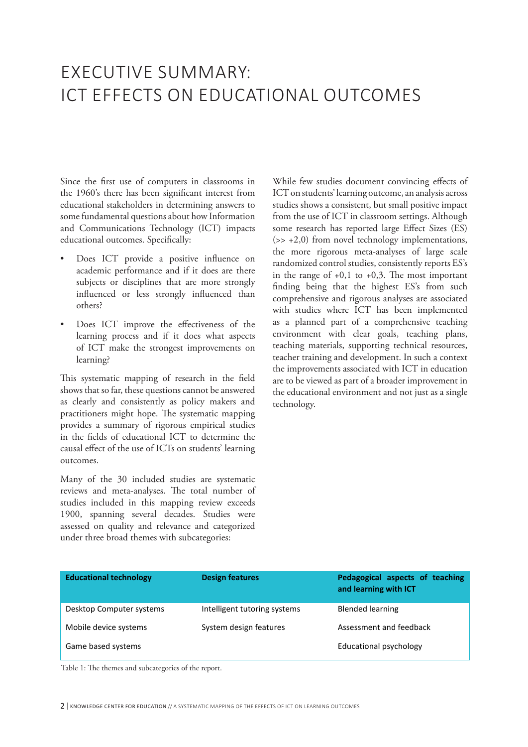# EXECUTIVE SUMMARY: ICT EFFECTS ON EDUCATIONAL OUTCOMES

Since the first use of computers in classrooms in the 1960's there has been significant interest from educational stakeholders in determining answers to some fundamental questions about how Information and Communications Technology (ICT) impacts educational outcomes. Specifically:

- Does ICT provide a positive influence on academic performance and if it does are there subjects or disciplines that are more strongly influenced or less strongly influenced than others?
- Does ICT improve the effectiveness of the learning process and if it does what aspects of ICT make the strongest improvements on learning?

This systematic mapping of research in the field shows that so far, these questions cannot be answered as clearly and consistently as policy makers and practitioners might hope. The systematic mapping provides a summary of rigorous empirical studies in the fields of educational ICT to determine the causal effect of the use of ICTs on students' learning outcomes.

Many of the 30 included studies are systematic reviews and meta-analyses. The total number of studies included in this mapping review exceeds 1900, spanning several decades. Studies were assessed on quality and relevance and categorized under three broad themes with subcategories:

While few studies document convincing effects of ICT on students' learning outcome, an analysis across studies shows a consistent, but small positive impact from the use of ICT in classroom settings. Although some research has reported large Effect Sizes (ES) (>> +2,0) from novel technology implementations, the more rigorous meta-analyses of large scale randomized control studies, consistently reports ES's in the range of +0,1 to +0,3. The most important finding being that the highest ES's from such comprehensive and rigorous analyses are associated with studies where ICT has been implemented as a planned part of a comprehensive teaching environment with clear goals, teaching plans, teaching materials, supporting technical resources, teacher training and development. In such a context the improvements associated with ICT in education are to be viewed as part of a broader improvement in the educational environment and not just as a single technology.

| **Educational technology** | **Design features** | **Pedagogical aspects of teaching and learning with ICT** |
|---|---|---|
| Desktop Computer systems | Intelligent tutoring systems | Blended learning |
| Mobile device systems | System design features | Assessment and feedback |
| Game based systems | | Educational psychology |

Table 1: The themes and subcategories of the report.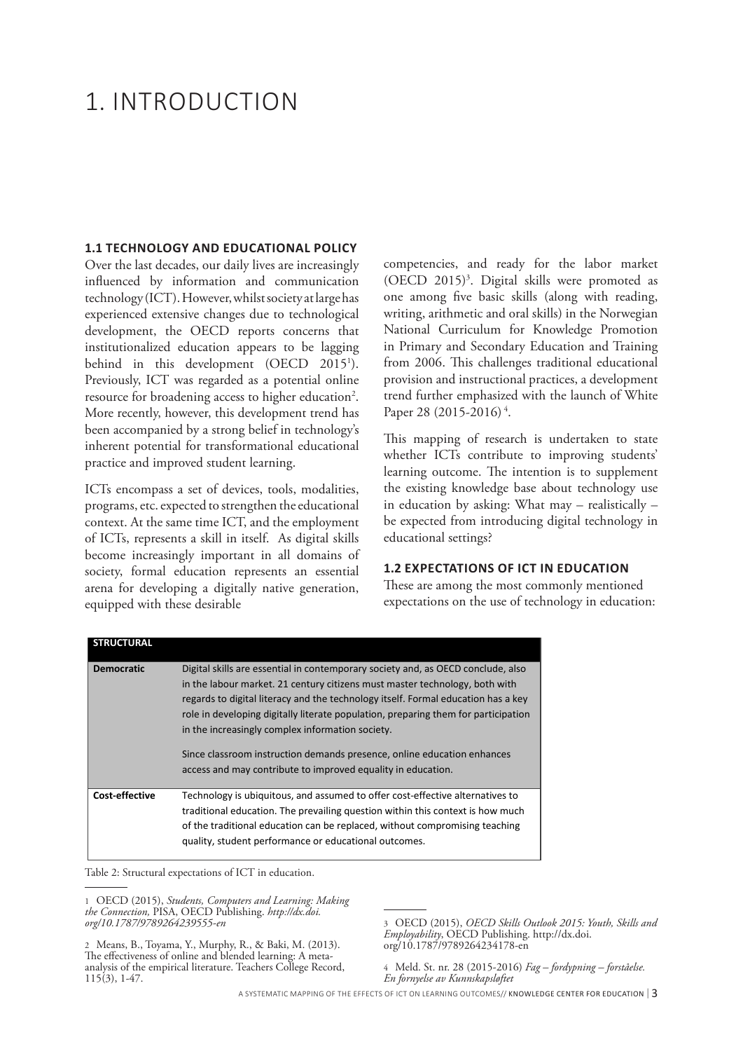# 1. INTRODUCTION

### 1.1 TECHNOLOGY AND EDUCATIONAL POLICY

Over the last decades, our daily lives are increasingly influenced by information and communication technology (ICT). However, whilst society at large has experienced extensive changes due to technological development, the OECD reports concerns that institutionalized education appears to be lagging behind in this development (OECD 2015[1]). Previously, ICT was regarded as a potential online resource for broadening access to higher education[2]. More recently, however, this development trend has been accompanied by a strong belief in technology's inherent potential for transformational educational practice and improved student learning.

ICTs encompass a set of devices, tools, modalities, programs, etc. expected to strengthen the educational context. At the same time ICT, and the employment of ICTs, represents a skill in itself. As digital skills become increasingly important in all domains of society, formal education represents an essential arena for developing a digitally native generation, equipped with these desirable competencies, and ready for the labor market (OECD 2015)[3]. Digital skills were promoted as one among five basic skills (along with reading, writing, arithmetic and oral skills) in the Norwegian National Curriculum for Knowledge Promotion in Primary and Secondary Education and Training from 2006. This challenges traditional educational provision and instructional practices, a development trend further emphasized with the launch of White Paper 28 (2015-2016)[4].

This mapping of research is undertaken to state whether ICTs contribute to improving students' learning outcome. The intention is to supplement the existing knowledge base about technology use in education by asking: What may – realistically – be expected from introducing digital technology in educational settings?

### 1.2 EXPECTATIONS OF ICT IN EDUCATION

These are among the most commonly mentioned expectations on the use of technology in education:

| STRUCTURAL | |
|---|---|
| **Democratic** | Digital skills are essential in contemporary society and, as OECD conclude, also in the labour market. 21 century citizens must master technology, both with regards to digital literacy and the technology itself. Formal education has a key role in developing digitally literate population, preparing them for participation in the increasingly complex information society.<br><br>Since classroom instruction demands presence, online education enhances access and may contribute to improved equality in education. |
| **Cost-effective** | Technology is ubiquitous, and assumed to offer cost-effective alternatives to traditional education. The prevailing question within this context is how much of the traditional education can be replaced, without compromising teaching quality, student performance or educational outcomes. |

Table 2: Structural expectations of ICT in education.

---

1 OECD (2015), *Students, Computers and Learning: Making the Connection,* PISA, OECD Publishing. *http://dx.doi.org/10.1787/9789264239555-en*

2 Means, B., Toyama, Y., Murphy, R., & Baki, M. (2013). The effectiveness of online and blended learning: A meta-analysis of the empirical literature. Teachers College Record, 115(3), 1-47.

3 OECD (2015), *OECD Skills Outlook 2015: Youth, Skills and Employability*, OECD Publishing. http://dx.doi.org/10.1787/9789264234178-en

4 Meld. St. nr. 28 (2015-2016) *Fag – fordypning – forståelse. En fornyelse av Kunnskapsløftet*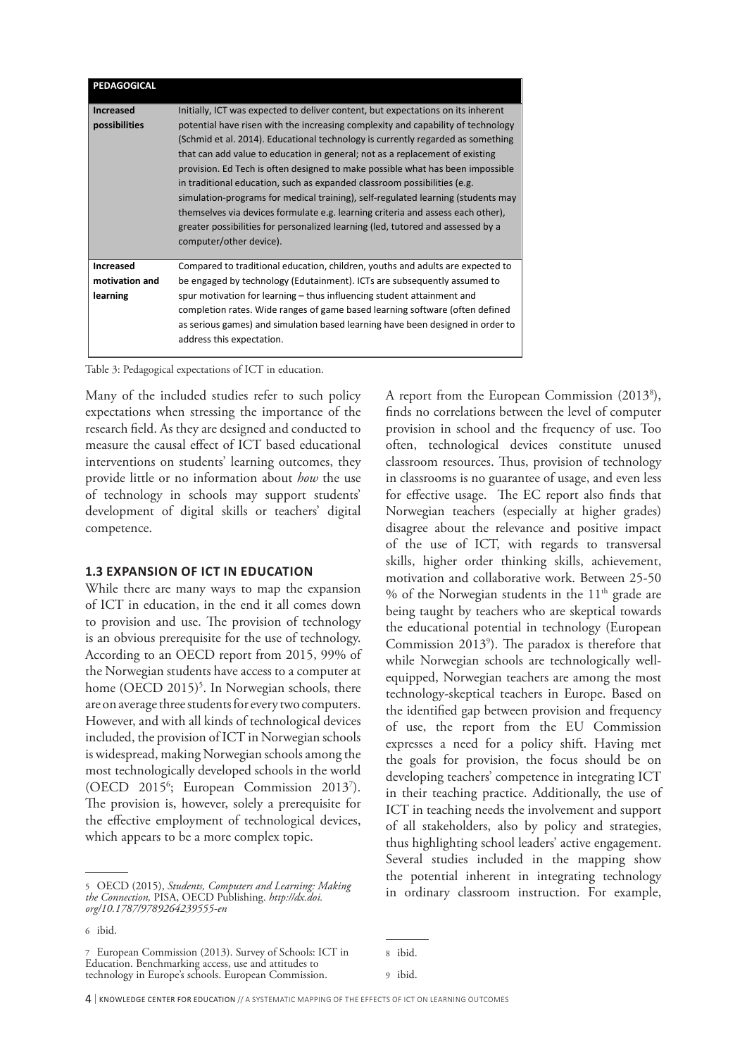| PEDAGOGICAL | |
|---|---|
| **Increased possibilities** | Initially, ICT was expected to deliver content, but expectations on its inherent potential have risen with the increasing complexity and capability of technology (Schmid et al. 2014). Educational technology is currently regarded as something that can add value to education in general; not as a replacement of existing provision. Ed Tech is often designed to make possible what has been impossible in traditional education, such as expanded classroom possibilities (e.g. simulation-programs for medical training), self-regulated learning (students may themselves via devices formulate e.g. learning criteria and assess each other), greater possibilities for personalized learning (led, tutored and assessed by a computer/other device). |
| **Increased motivation and learning** | Compared to traditional education, children, youths and adults are expected to be engaged by technology (Edutainment). ICTs are subsequently assumed to spur motivation for learning – thus influencing student attainment and completion rates. Wide ranges of game based learning software (often defined as serious games) and simulation based learning have been designed in order to address this expectation. |

Table 3: Pedagogical expectations of ICT in education.

Many of the included studies refer to such policy expectations when stressing the importance of the research field. As they are designed and conducted to measure the causal effect of ICT based educational interventions on students' learning outcomes, they provide little or no information about *how* the use of technology in schools may support students' development of digital skills or teachers' digital competence.

### 1.3 EXPANSION OF ICT IN EDUCATION

While there are many ways to map the expansion of ICT in education, in the end it all comes down to provision and use. The provision of technology is an obvious prerequisite for the use of technology. According to an OECD report from 2015, 99% of the Norwegian students have access to a computer at home (OECD 2015)[5]. In Norwegian schools, there are on average three students for every two computers. However, and with all kinds of technological devices included, the provision of ICT in Norwegian schools is widespread, making Norwegian schools among the most technologically developed schools in the world (OECD 2015[6]; European Commission 2013[7]). The provision is, however, solely a prerequisite for the effective employment of technological devices, which appears to be a more complex topic.

A report from the European Commission (2013[8]), finds no correlations between the level of computer provision in school and the frequency of use. Too often, technological devices constitute unused classroom resources. Thus, provision of technology in classrooms is no guarantee of usage, and even less for effective usage. The EC report also finds that Norwegian teachers (especially at higher grades) disagree about the relevance and positive impact of the use of ICT, with regards to transversal skills, higher order thinking skills, achievement, motivation and collaborative work. Between 25-50 % of the Norwegian students in the 11th grade are being taught by teachers who are skeptical towards the educational potential in technology (European Commission 2013[9]). The paradox is therefore that while Norwegian schools are technologically well-equipped, Norwegian teachers are among the most technology-skeptical teachers in Europe. Based on the identified gap between provision and frequency of use, the report from the EU Commission expresses a need for a policy shift. Having met the goals for provision, the focus should be on developing teachers' competence in integrating ICT in their teaching practice. Additionally, the use of ICT in teaching needs the involvement and support of all stakeholders, also by policy and strategies, thus highlighting school leaders' active engagement. Several studies included in the mapping show the potential inherent in integrating technology in ordinary classroom instruction. For example,

5 OECD (2015), *Students, Computers and Learning: Making the Connection,* PISA, OECD Publishing. *http://dx.doi.org/10.1787/9789264239555-en*

6 ibid.

7 European Commission (2013). Survey of Schools: ICT in Education. Benchmarking access, use and attitudes to technology in Europe's schools. European Commission.

8 ibid.

9 ibid.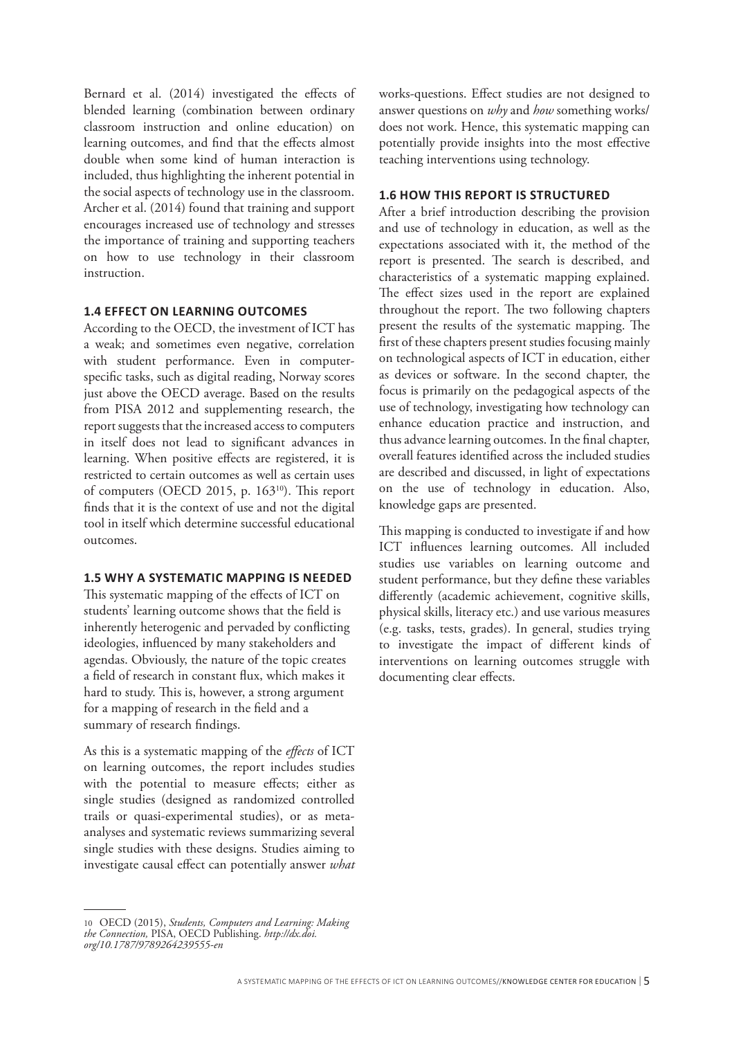Bernard et al. (2014) investigated the effects of blended learning (combination between ordinary classroom instruction and online education) on learning outcomes, and find that the effects almost double when some kind of human interaction is included, thus highlighting the inherent potential in the social aspects of technology use in the classroom. Archer et al. (2014) found that training and support encourages increased use of technology and stresses the importance of training and supporting teachers on how to use technology in their classroom instruction.

### 1.4 EFFECT ON LEARNING OUTCOMES

According to the OECD, the investment of ICT has a weak; and sometimes even negative, correlation with student performance. Even in computer-specific tasks, such as digital reading, Norway scores just above the OECD average. Based on the results from PISA 2012 and supplementing research, the report suggests that the increased access to computers in itself does not lead to significant advances in learning. When positive effects are registered, it is restricted to certain outcomes as well as certain uses of computers (OECD 2015, p. 163[10]). This report finds that it is the context of use and not the digital tool in itself which determine successful educational outcomes.

### 1.5 WHY A SYSTEMATIC MAPPING IS NEEDED

This systematic mapping of the effects of ICT on students' learning outcome shows that the field is inherently heterogenic and pervaded by conflicting ideologies, influenced by many stakeholders and agendas. Obviously, the nature of the topic creates a field of research in constant flux, which makes it hard to study. This is, however, a strong argument for a mapping of research in the field and a summary of research findings.

As this is a systematic mapping of the *effects* of ICT on learning outcomes, the report includes studies with the potential to measure effects; either as single studies (designed as randomized controlled trails or quasi-experimental studies), or as meta-analyses and systematic reviews summarizing several single studies with these designs. Studies aiming to investigate causal effect can potentially answer *what* works-questions. Effect studies are not designed to answer questions on *why* and *how* something works/does not work. Hence, this systematic mapping can potentially provide insights into the most effective teaching interventions using technology.

### 1.6 HOW THIS REPORT IS STRUCTURED

After a brief introduction describing the provision and use of technology in education, as well as the expectations associated with it, the method of the report is presented. The search is described, and characteristics of a systematic mapping explained. The effect sizes used in the report are explained throughout the report. The two following chapters present the results of the systematic mapping. The first of these chapters present studies focusing mainly on technological aspects of ICT in education, either as devices or software. In the second chapter, the focus is primarily on the pedagogical aspects of the use of technology, investigating how technology can enhance education practice and instruction, and thus advance learning outcomes. In the final chapter, overall features identified across the included studies are described and discussed, in light of expectations on the use of technology in education. Also, knowledge gaps are presented.

This mapping is conducted to investigate if and how ICT influences learning outcomes. All included studies use variables on learning outcome and student performance, but they define these variables differently (academic achievement, cognitive skills, physical skills, literacy etc.) and use various measures (e.g. tasks, tests, grades). In general, studies trying to investigate the impact of different kinds of interventions on learning outcomes struggle with documenting clear effects.

---

10 OECD (2015), *Students, Computers and Learning: Making the Connection,* PISA, OECD Publishing. *http://dx.doi.org/10.1787/9789264239555-en*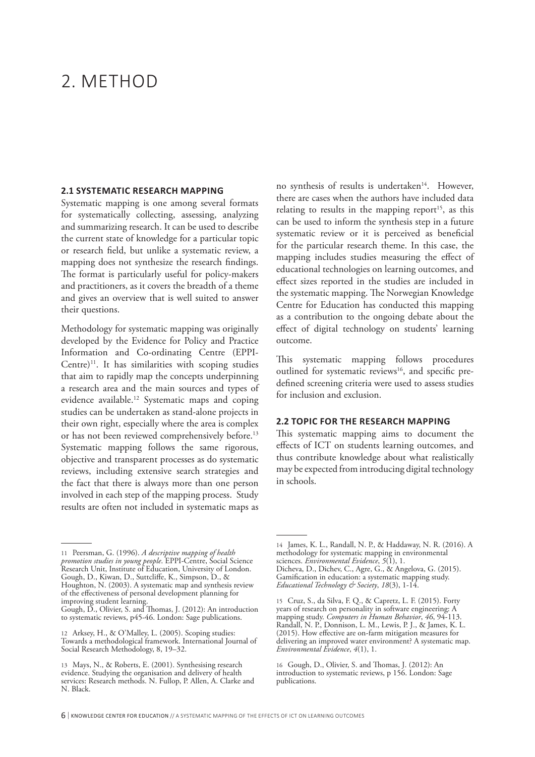# 2. METHOD

## 2.1 SYSTEMATIC RESEARCH MAPPING

Systematic mapping is one among several formats for systematically collecting, assessing, analyzing and summarizing research. It can be used to describe the current state of knowledge for a particular topic or research field, but unlike a systematic review, a mapping does not synthesize the research findings. The format is particularly useful for policy-makers and practitioners, as it covers the breadth of a theme and gives an overview that is well suited to answer their questions.

Methodology for systematic mapping was originally developed by the Evidence for Policy and Practice Information and Co-ordinating Centre (EPPI-Centre)[11]. It has similarities with scoping studies that aim to rapidly map the concepts underpinning a research area and the main sources and types of evidence available.[12] Systematic maps and coping studies can be undertaken as stand-alone projects in their own right, especially where the area is complex or has not been reviewed comprehensively before.[13] Systematic mapping follows the same rigorous, objective and transparent processes as do systematic reviews, including extensive search strategies and the fact that there is always more than one person involved in each step of the mapping process. Study results are often not included in systematic maps as no synthesis of results is undertaken[14]. However, there are cases when the authors have included data relating to results in the mapping report[15], as this can be used to inform the synthesis step in a future systematic review or it is perceived as beneficial for the particular research theme. In this case, the mapping includes studies measuring the effect of educational technologies on learning outcomes, and effect sizes reported in the studies are included in the systematic mapping. The Norwegian Knowledge Centre for Education has conducted this mapping as a contribution to the ongoing debate about the effect of digital technology on students' learning outcome.

This systematic mapping follows procedures outlined for systematic reviews[16], and specific pre-defined screening criteria were used to assess studies for inclusion and exclusion.

## 2.2 TOPIC FOR THE RESEARCH MAPPING

This systematic mapping aims to document the effects of ICT on students learning outcomes, and thus contribute knowledge about what realistically may be expected from introducing digital technology in schools.

---

11 Peersman, G. (1996). *A descriptive mapping of health promotion studies in young people*. EPPI-Centre, Social Science Research Unit, Institute of Education, University of London.
Gough, D., Kiwan, D., Suttcliffe, K., Simpson, D., & Houghton, N. (2003). A systematic map and synthesis review of the effectiveness of personal development planning for improving student learning.
Gough, D., Olivier, S. and Thomas, J. (2012): An introduction to systematic reviews, p45-46. London: Sage publications.

12 Arksey, H., & O'Malley, L. (2005). Scoping studies: Towards a methodological framework. International Journal of Social Research Methodology, 8, 19–32.

13 Mays, N., & Roberts, E. (2001). Synthesising research evidence. Studying the organisation and delivery of health services: Research methods. N. Fullop, P. Allen, A. Clarke and N. Black.

14 James, K. L., Randall, N. P., & Haddaway, N. R. (2016). A methodology for systematic mapping in environmental sciences. *Environmental Evidence*, *5*(1), 1.
Dicheva, D., Dichev, C., Agre, G., & Angelova, G. (2015). Gamification in education: a systematic mapping study. *Educational Technology & Society*, *18*(3), 1-14.

15 Cruz, S., da Silva, F. Q., & Capretz, L. F. (2015). Forty years of research on personality in software engineering: A mapping study. *Computers in Human Behavior*, *46*, 94-113.
Randall, N. P., Donnison, L. M., Lewis, P. J., & James, K. L. (2015). How effective are on-farm mitigation measures for delivering an improved water environment? A systematic map. *Environmental Evidence*, *4*(1), 1.

16 Gough, D., Olivier, S. and Thomas, J. (2012): An introduction to systematic reviews, p 156. London: Sage publications.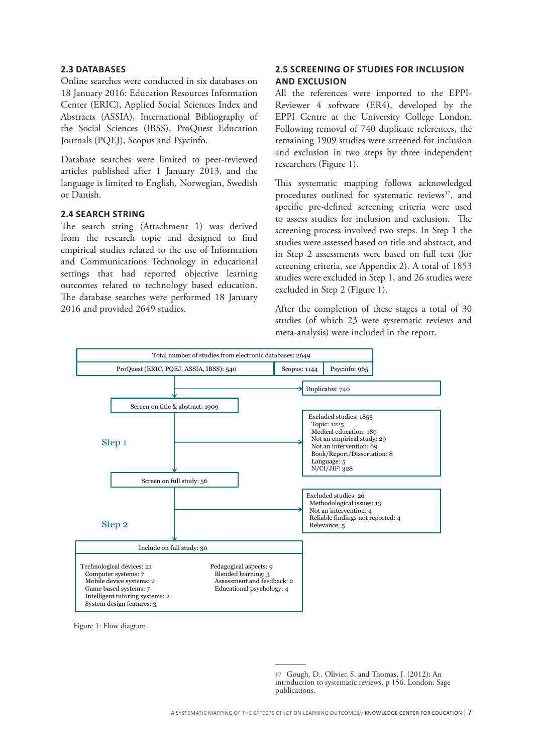## 2.3 DATABASES

Online searches were conducted in six databases on 18 January 2016: Education Resources Information Center (ERIC), Applied Social Sciences Index and Abstracts (ASSIA), International Bibliography of the Social Sciences (IBSS), ProQuest Education Journals (PQEJ), Scopus and Psycinfo.

Database searches were limited to peer-reviewed articles published after 1 January 2013, and the language is limited to English, Norwegian, Swedish or Danish.

## 2.4 SEARCH STRING

The search string (Attachment 1) was derived from the research topic and designed to find empirical studies related to the use of Information and Communications Technology in educational settings that had reported objective learning outcomes related to technology based education. The database searches were performed 18 January 2016 and provided 2649 studies.

## 2.5 SCREENING OF STUDIES FOR INCLUSION AND EXCLUSION

All the references were imported to the EPPI-Reviewer 4 software (ER4), developed by the EPPI Centre at the University College London. Following removal of 740 duplicate references, the remaining 1909 studies were screened for inclusion and exclusion in two steps by three independent researchers (Figure 1).

This systematic mapping follows acknowledged procedures outlined for systematic reviews[17], and specific pre-defined screening criteria were used to assess studies for inclusion and exclusion. The screening process involved two steps. In Step 1 the studies were assessed based on title and abstract, and in Step 2 assessments were based on full text (for screening criteria, see Appendix 2). A total of 1853 studies were excluded in Step 1, and 26 studies were excluded in Step 2 (Figure 1).

After the completion of these stages a total of 30 studies (of which 23 were systematic reviews and meta-analysis) were included in the report.

Total number of studies from electronic databases: 2649

ProQuest (ERIC, PQEJ, ASSIA, IBSS): 540 | Scopus: 1144 | Psycinfo: 965

Duplicates: 740

Screen on title & abstract: 1909

**Step 1**

Excluded studies: 1853
- Topic: 1225
- Medical education: 189
- Not an empirical study: 29
- Not an intervention: 69
- Book/Report/Dissertation: 8
- Language: 5
- N/CI/JIF: 328

Screen on full study: 56

**Step 2**

Excluded studies: 26
- Methodological issues: 13
- Not an intervention: 4
- Reliable findings not reported: 4
- Relevance: 5

Include on full study: 30

Technological devices: 21
- Computer systems: 7
- Mobile device systems: 2
- Game based systems: 7
- Intelligent tutoring systems: 2
- System design features: 3

Pedagogical aspects: 9
- Blended learning: 3
- Assessment and feedback: 2
- Educational psychology: 4

Figure 1: Flow diagram

17 Gough, D., Olivier, S. and Thomas, J. (2012): An introduction to systematic reviews, p 156. London: Sage publications.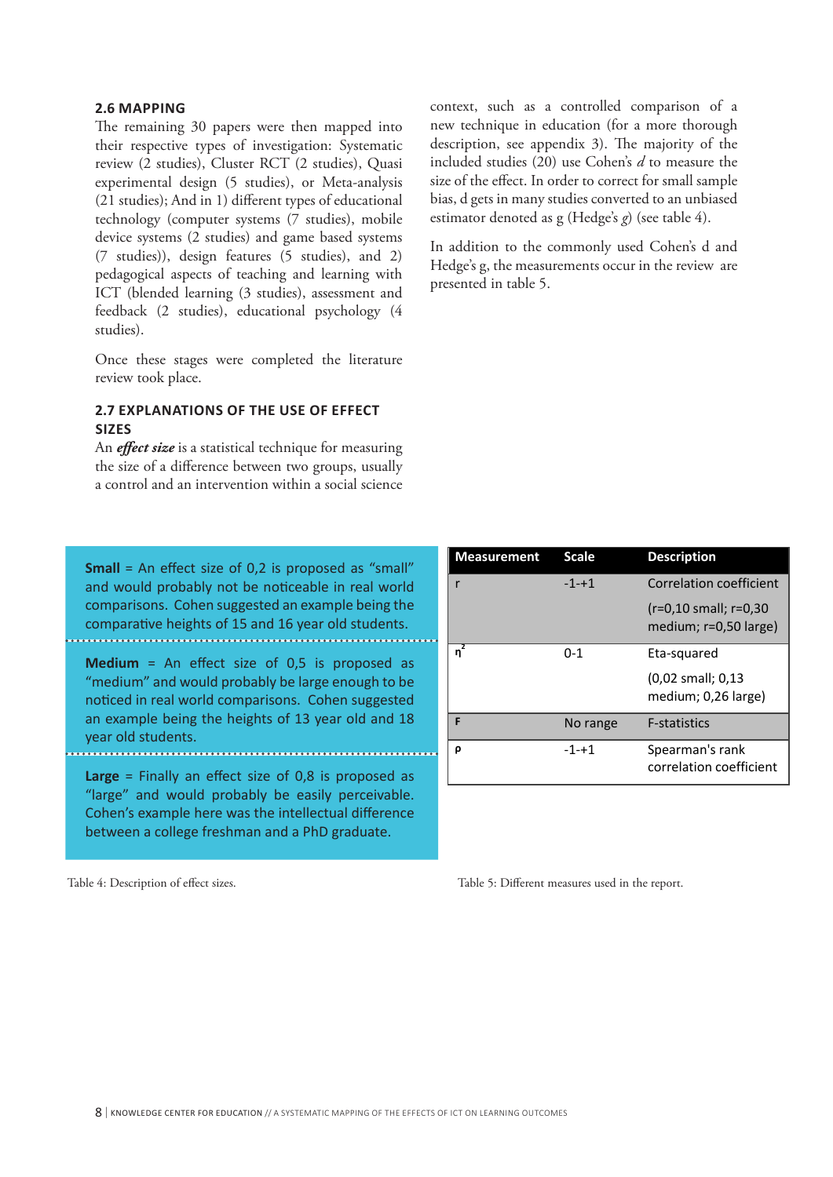## 2.6 MAPPING

The remaining 30 papers were then mapped into their respective types of investigation: Systematic review (2 studies), Cluster RCT (2 studies), Quasi experimental design (5 studies), or Meta-analysis (21 studies); And in 1) different types of educational technology (computer systems (7 studies), mobile device systems (2 studies) and game based systems (7 studies)), design features (5 studies), and 2) pedagogical aspects of teaching and learning with ICT (blended learning (3 studies), assessment and feedback (2 studies), educational psychology (4 studies).

Once these stages were completed the literature review took place.

## 2.7 EXPLANATIONS OF THE USE OF EFFECT SIZES

An ***effect size*** is a statistical technique for measuring the size of a difference between two groups, usually a control and an intervention within a social science context, such as a controlled comparison of a new technique in education (for a more thorough description, see appendix 3). The majority of the included studies (20) use Cohen's *d* to measure the size of the effect. In order to correct for small sample bias, d gets in many studies converted to an unbiased estimator denoted as g (Hedge's *g*) (see table 4).

In addition to the commonly used Cohen's d and Hedge's g, the measurements occur in the review are presented in table 5.

**Small** = An effect size of 0,2 is proposed as "small" and would probably not be noticeable in real world comparisons. Cohen suggested an example being the comparative heights of 15 and 16 year old students.

**Medium** = An effect size of 0,5 is proposed as "medium" and would probably be large enough to be noticed in real world comparisons. Cohen suggested an example being the heights of 13 year old and 18 year old students.

**Large** = Finally an effect size of 0,8 is proposed as "large" and would probably be easily perceivable. Cohen's example here was the intellectual difference between a college freshman and a PhD graduate.

Table 4: Description of effect sizes.

| Measurement | Scale | Description |
|---|---|---|
| r | -1-+1 | Correlation coefficient (r=0,10 small; r=0,30 medium; r=0,50 large) |
| $\eta^2$ | 0-1 | Eta-squared (0,02 small; 0,13 medium; 0,26 large) |
| F | No range | F-statistics |
| ρ | -1-+1 | Spearman's rank correlation coefficient |

Table 5: Different measures used in the report.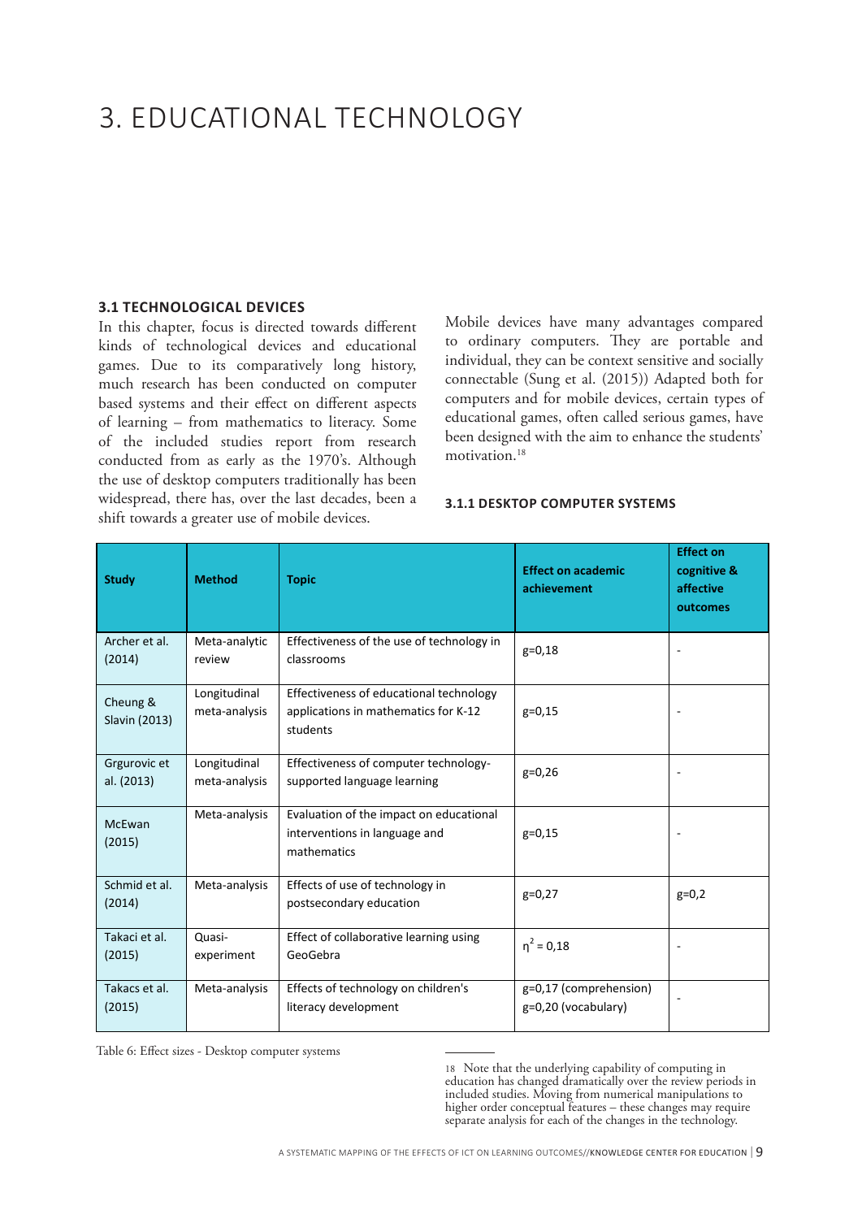# 3. EDUCATIONAL TECHNOLOGY

### 3.1 TECHNOLOGICAL DEVICES

In this chapter, focus is directed towards different kinds of technological devices and educational games. Due to its comparatively long history, much research has been conducted on computer based systems and their effect on different aspects of learning – from mathematics to literacy. Some of the included studies report from research conducted from as early as the 1970's. Although the use of desktop computers traditionally has been widespread, there has, over the last decades, been a shift towards a greater use of mobile devices.

Mobile devices have many advantages compared to ordinary computers. They are portable and individual, they can be context sensitive and socially connectable (Sung et al. (2015)) Adapted both for computers and for mobile devices, certain types of educational games, often called serious games, have been designed with the aim to enhance the students' motivation.[18]

#### 3.1.1 DESKTOP COMPUTER SYSTEMS

| Study | Method | Topic | Effect on academic achievement | Effect on cognitive & affective outcomes |
|---|---|---|---|---|
| Archer et al. (2014) | Meta-analytic review | Effectiveness of the use of technology in classrooms | g=0,18 | - |
| Cheung & Slavin (2013) | Longitudinal meta-analysis | Effectiveness of educational technology applications in mathematics for K-12 students | g=0,15 | - |
| Grgurovic et al. (2013) | Longitudinal meta-analysis | Effectiveness of computer technology-supported language learning | g=0,26 | - |
| McEwan (2015) | Meta-analysis | Evaluation of the impact on educational interventions in language and mathematics | g=0,15 | - |
| Schmid et al. (2014) | Meta-analysis | Effects of use of technology in postsecondary education | g=0,27 | g=0,2 |
| Takaci et al. (2015) | Quasi-experiment | Effect of collaborative learning using GeoGebra | $\eta^2 = 0,18$ | - |
| Takacs et al. (2015) | Meta-analysis | Effects of technology on children's literacy development | g=0,17 (comprehension) g=0,20 (vocabulary) | - |

Table 6: Effect sizes - Desktop computer systems

18 Note that the underlying capability of computing in education has changed dramatically over the review periods in included studies. Moving from numerical manipulations to higher order conceptual features – these changes may require separate analysis for each of the changes in the technology.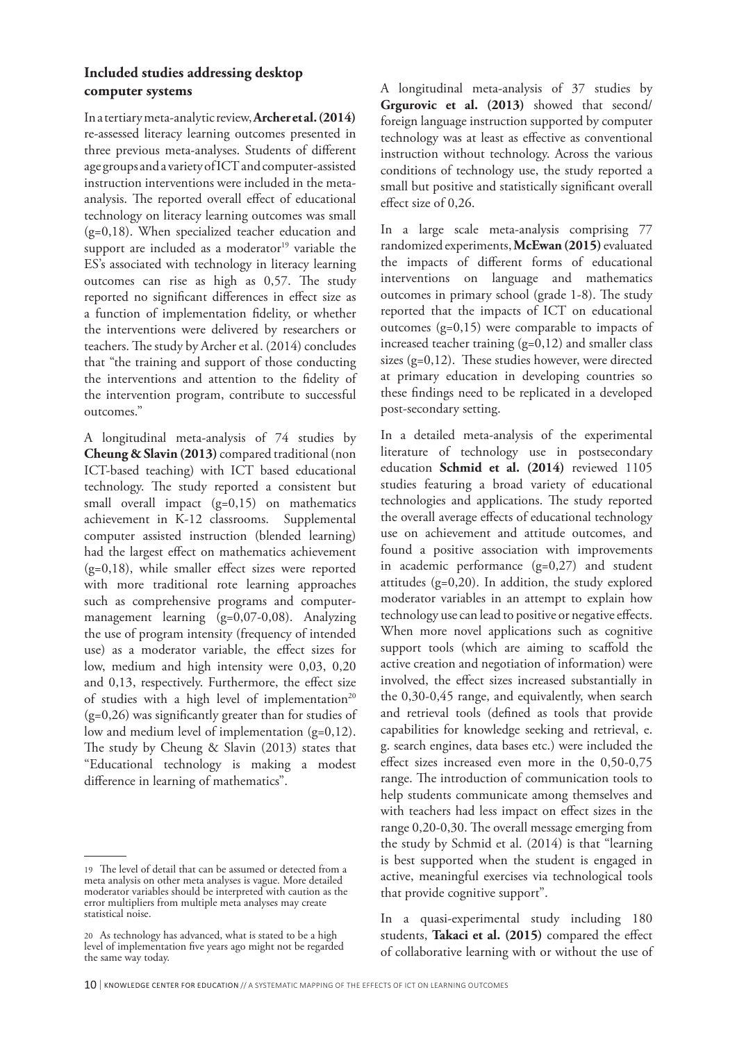### Included studies addressing desktop computer systems

In a tertiary meta-analytic review, **Archer et al. (2014)** re-assessed literacy learning outcomes presented in three previous meta-analyses. Students of different age groups and a variety of ICT and computer-assisted instruction interventions were included in the meta-analysis. The reported overall effect of educational technology on literacy learning outcomes was small (g=0,18). When specialized teacher education and support are included as a moderator[19] variable the ES's associated with technology in literacy learning outcomes can rise as high as 0,57. The study reported no significant differences in effect size as a function of implementation fidelity, or whether the interventions were delivered by researchers or teachers. The study by Archer et al. (2014) concludes that "the training and support of those conducting the interventions and attention to the fidelity of the intervention program, contribute to successful outcomes."

A longitudinal meta-analysis of 74 studies by **Cheung & Slavin (2013)** compared traditional (non ICT-based teaching) with ICT based educational technology. The study reported a consistent but small overall impact (g=0,15) on mathematics achievement in K-12 classrooms. Supplemental computer assisted instruction (blended learning) had the largest effect on mathematics achievement (g=0,18), while smaller effect sizes were reported with more traditional rote learning approaches such as comprehensive programs and computer-management learning (g=0,07-0,08). Analyzing the use of program intensity (frequency of intended use) as a moderator variable, the effect sizes for low, medium and high intensity were 0,03, 0,20 and 0,13, respectively. Furthermore, the effect size of studies with a high level of implementation[20] (g=0,26) was significantly greater than for studies of low and medium level of implementation (g=0,12). The study by Cheung & Slavin (2013) states that "Educational technology is making a modest difference in learning of mathematics".

A longitudinal meta-analysis of 37 studies by **Grgurovic et al. (2013)** showed that second/ foreign language instruction supported by computer technology was at least as effective as conventional instruction without technology. Across the various conditions of technology use, the study reported a small but positive and statistically significant overall effect size of 0,26.

In a large scale meta-analysis comprising 77 randomized experiments, **McEwan (2015)** evaluated the impacts of different forms of educational interventions on language and mathematics outcomes in primary school (grade 1-8). The study reported that the impacts of ICT on educational outcomes (g=0,15) were comparable to impacts of increased teacher training (g=0,12) and smaller class sizes (g=0,12). These studies however, were directed at primary education in developing countries so these findings need to be replicated in a developed post-secondary setting.

In a detailed meta-analysis of the experimental literature of technology use in postsecondary education **Schmid et al. (2014)** reviewed 1105 studies featuring a broad variety of educational technologies and applications. The study reported the overall average effects of educational technology use on achievement and attitude outcomes, and found a positive association with improvements in academic performance (g=0,27) and student attitudes (g=0,20). In addition, the study explored moderator variables in an attempt to explain how technology use can lead to positive or negative effects. When more novel applications such as cognitive support tools (which are aiming to scaffold the active creation and negotiation of information) were involved, the effect sizes increased substantially in the 0,30-0,45 range, and equivalently, when search and retrieval tools (defined as tools that provide capabilities for knowledge seeking and retrieval, e. g. search engines, data bases etc.) were included the effect sizes increased even more in the 0,50-0,75 range. The introduction of communication tools to help students communicate among themselves and with teachers had less impact on effect sizes in the range 0,20-0,30. The overall message emerging from the study by Schmid et al. (2014) is that "learning is best supported when the student is engaged in active, meaningful exercises via technological tools that provide cognitive support".

In a quasi-experimental study including 180 students, **Takaci et al. (2015)** compared the effect of collaborative learning with or without the use of

---

19 The level of detail that can be assumed or detected from a meta analysis on other meta analyses is vague. More detailed moderator variables should be interpreted with caution as the error multipliers from multiple meta analyses may create statistical noise.

20 As technology has advanced, what is stated to be a high level of implementation five years ago might not be regarded the same way today.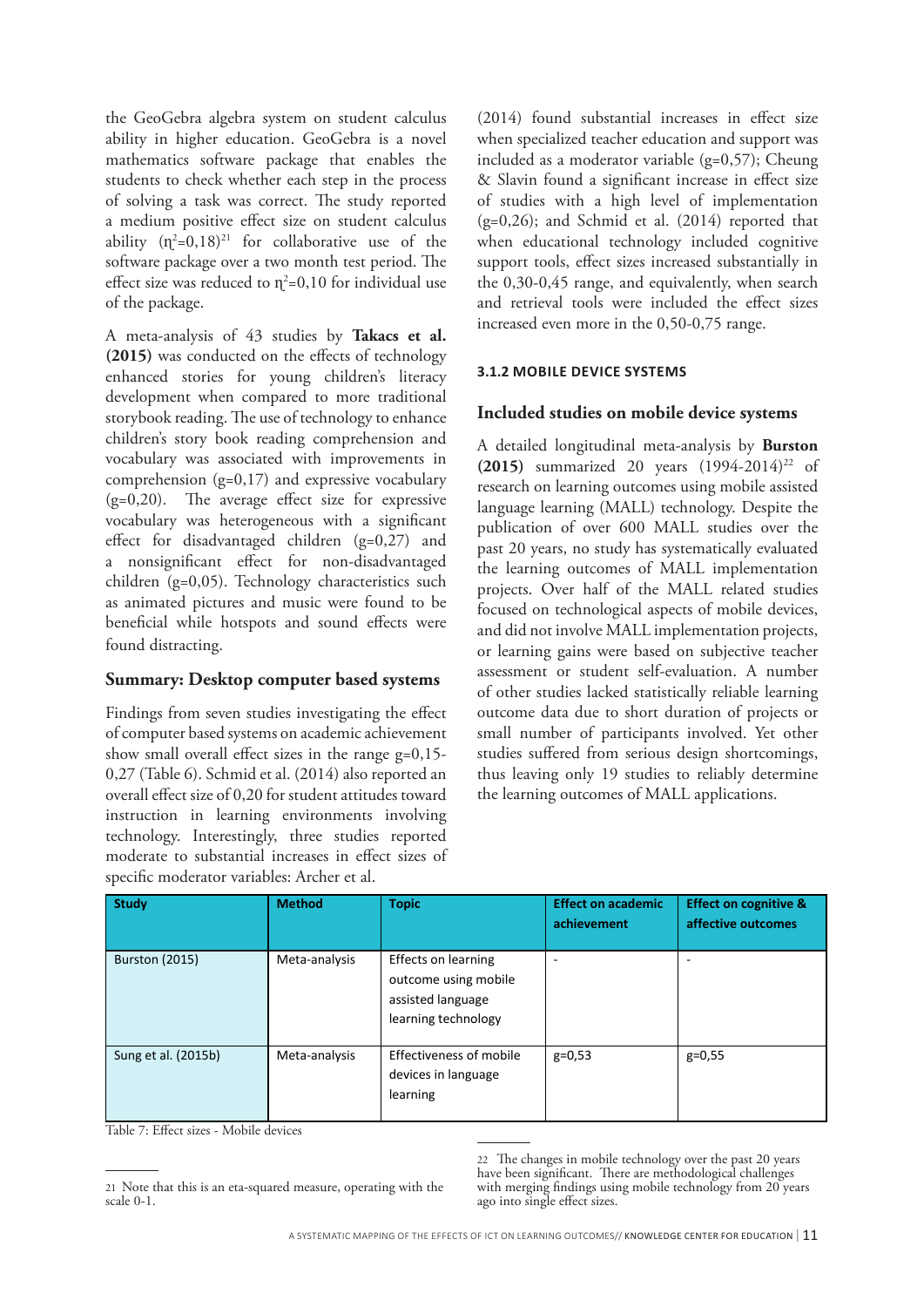the GeoGebra algebra system on student calculus ability in higher education. GeoGebra is a novel mathematics software package that enables the students to check whether each step in the process of solving a task was correct. The study reported a medium positive effect size on student calculus ability ($\eta^2$=0,18)[21] for collaborative use of the software package over a two month test period. The effect size was reduced to $\eta^2$=0,10 for individual use of the package.

A meta-analysis of 43 studies by **Takacs et al. (2015)** was conducted on the effects of technology enhanced stories for young children's literacy development when compared to more traditional storybook reading. The use of technology to enhance children's story book reading comprehension and vocabulary was associated with improvements in comprehension (g=0,17) and expressive vocabulary (g=0,20). The average effect size for expressive vocabulary was heterogeneous with a significant effect for disadvantaged children (g=0,27) and a nonsignificant effect for non-disadvantaged children (g=0,05). Technology characteristics such as animated pictures and music were found to be beneficial while hotspots and sound effects were found distracting.

### Summary: Desktop computer based systems

Findings from seven studies investigating the effect of computer based systems on academic achievement show small overall effect sizes in the range g=0,15-0,27 (Table 6). Schmid et al. (2014) also reported an overall effect size of 0,20 for student attitudes toward instruction in learning environments involving technology. Interestingly, three studies reported moderate to substantial increases in effect sizes of specific moderator variables: Archer et al. (2014) found substantial increases in effect size when specialized teacher education and support was included as a moderator variable (g=0,57); Cheung & Slavin found a significant increase in effect size of studies with a high level of implementation (g=0,26); and Schmid et al. (2014) reported that when educational technology included cognitive support tools, effect sizes increased substantially in the 0,30-0,45 range, and equivalently, when search and retrieval tools were included the effect sizes increased even more in the 0,50-0,75 range.

## 3.1.2 MOBILE DEVICE SYSTEMS

### Included studies on mobile device systems

A detailed longitudinal meta-analysis by **Burston (2015)** summarized 20 years (1994-2014)[22] of research on learning outcomes using mobile assisted language learning (MALL) technology. Despite the publication of over 600 MALL studies over the past 20 years, no study has systematically evaluated the learning outcomes of MALL implementation projects. Over half of the MALL related studies focused on technological aspects of mobile devices, and did not involve MALL implementation projects, or learning gains were based on subjective teacher assessment or student self-evaluation. A number of other studies lacked statistically reliable learning outcome data due to short duration of projects or small number of participants involved. Yet other studies suffered from serious design shortcomings, thus leaving only 19 studies to reliably determine the learning outcomes of MALL applications.

| Study | Method | Topic | Effect on academic achievement | Effect on cognitive & affective outcomes |
|---|---|---|---|---|
| Burston (2015) | Meta-analysis | Effects on learning outcome using mobile assisted language learning technology | - | - |
| Sung et al. (2015b) | Meta-analysis | Effectiveness of mobile devices in language learning | g=0,53 | g=0,55 |

Table 7: Effect sizes - Mobile devices

21 Note that this is an eta-squared measure, operating with the scale 0-1.

22 The changes in mobile technology over the past 20 years have been significant. There are methodological challenges with merging findings using mobile technology from 20 years ago into single effect sizes.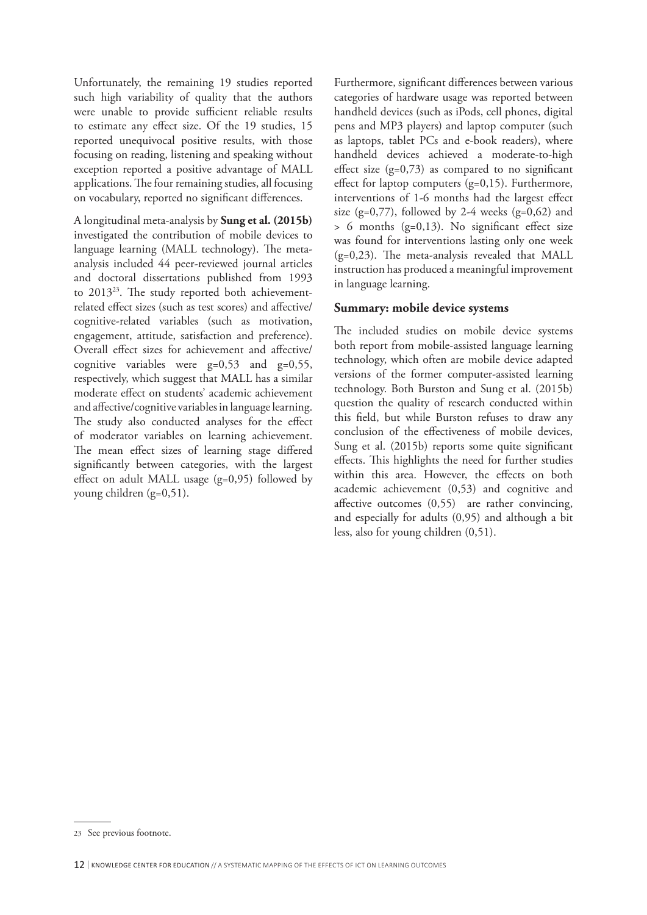Unfortunately, the remaining 19 studies reported such high variability of quality that the authors were unable to provide sufficient reliable results to estimate any effect size. Of the 19 studies, 15 reported unequivocal positive results, with those focusing on reading, listening and speaking without exception reported a positive advantage of MALL applications. The four remaining studies, all focusing on vocabulary, reported no significant differences.

A longitudinal meta-analysis by **Sung et al. (2015b)** investigated the contribution of mobile devices to language learning (MALL technology). The meta-analysis included 44 peer-reviewed journal articles and doctoral dissertations published from 1993 to 2013[23]. The study reported both achievement-related effect sizes (such as test scores) and affective/cognitive-related variables (such as motivation, engagement, attitude, satisfaction and preference). Overall effect sizes for achievement and affective/cognitive variables were g=0,53 and g=0,55, respectively, which suggest that MALL has a similar moderate effect on students' academic achievement and affective/cognitive variables in language learning. The study also conducted analyses for the effect of moderator variables on learning achievement. The mean effect sizes of learning stage differed significantly between categories, with the largest effect on adult MALL usage (g=0,95) followed by young children (g=0,51).

Furthermore, significant differences between various categories of hardware usage was reported between handheld devices (such as iPods, cell phones, digital pens and MP3 players) and laptop computer (such as laptops, tablet PCs and e-book readers), where handheld devices achieved a moderate-to-high effect size (g=0,73) as compared to no significant effect for laptop computers (g=0,15). Furthermore, interventions of 1-6 months had the largest effect size (g=0,77), followed by 2-4 weeks (g=0,62) and > 6 months (g=0,13). No significant effect size was found for interventions lasting only one week (g=0,23). The meta-analysis revealed that MALL instruction has produced a meaningful improvement in language learning.

### Summary: mobile device systems

The included studies on mobile device systems both report from mobile-assisted language learning technology, which often are mobile device adapted versions of the former computer-assisted learning technology. Both Burston and Sung et al. (2015b) question the quality of research conducted within this field, but while Burston refuses to draw any conclusion of the effectiveness of mobile devices, Sung et al. (2015b) reports some quite significant effects. This highlights the need for further studies within this area. However, the effects on both academic achievement (0,53) and cognitive and affective outcomes (0,55) are rather convincing, and especially for adults (0,95) and although a bit less, also for young children (0,51).

---

23 See previous footnote.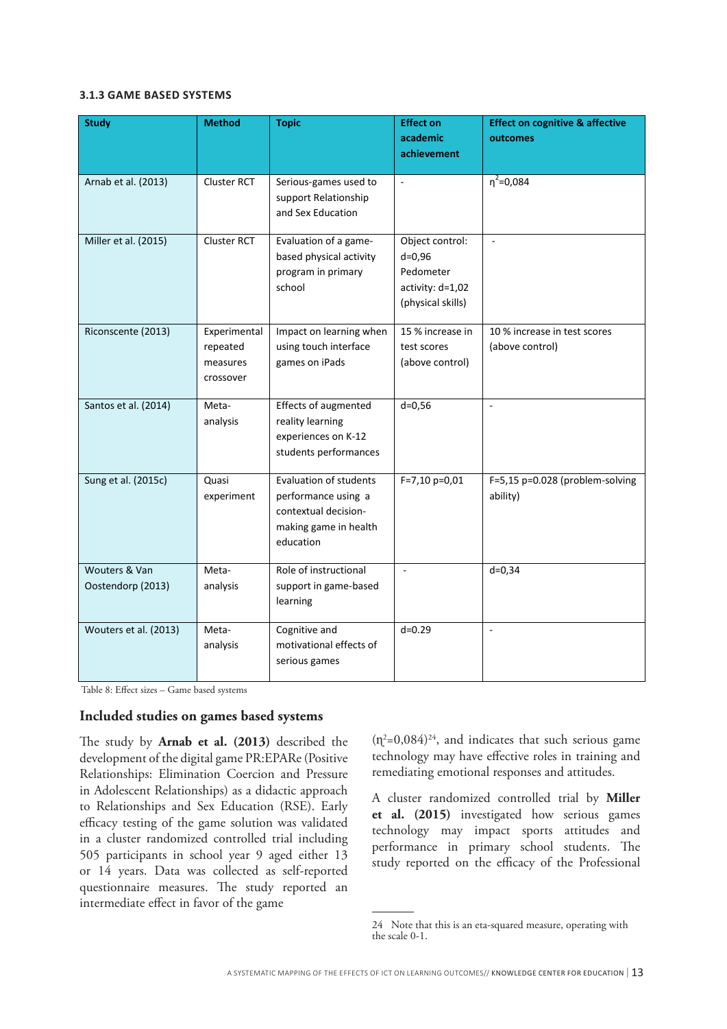### 3.1.3 GAME BASED SYSTEMS

| Study | Method | Topic | Effect on academic achievement | Effect on cognitive & affective outcomes |
|---|---|---|---|---|
| Arnab et al. (2013) | Cluster RCT | Serious-games used to support Relationship and Sex Education | - | $\eta^2$=0,084 |
| Miller et al. (2015) | Cluster RCT | Evaluation of a game-based physical activity program in primary school | Object control: d=0,96 Pedometer activity: d=1,02 (physical skills) | - |
| Riconscente (2013) | Experimental repeated measures crossover | Impact on learning when using touch interface games on iPads | 15 % increase in test scores (above control) | 10 % increase in test scores (above control) |
| Santos et al. (2014) | Meta-analysis | Effects of augmented reality learning experiences on K-12 students performances | d=0,56 | - |
| Sung et al. (2015c) | Quasi experiment | Evaluation of students performance using a contextual decision-making game in health education | F=7,10 p=0,01 | F=5,15 p=0.028 (problem-solving ability) |
| Wouters & Van Oostendorp (2013) | Meta-analysis | Role of instructional support in game-based learning | - | d=0,34 |
| Wouters et al. (2013) | Meta-analysis | Cognitive and motivational effects of serious games | d=0.29 | - |

Table 8: Effect sizes – Game based systems

## Included studies on games based systems

The study by **Arnab et al. (2013)** described the development of the digital game PR:EPARe (Positive Relationships: Elimination Coercion and Pressure in Adolescent Relationships) as a didactic approach to Relationships and Sex Education (RSE). Early efficacy testing of the game solution was validated in a cluster randomized controlled trial including 505 participants in school year 9 aged either 13 or 14 years. Data was collected as self-reported questionnaire measures. The study reported an intermediate effect in favor of the game ($\eta^2$=0,084)[24], and indicates that such serious game technology may have effective roles in training and remediating emotional responses and attitudes.

A cluster randomized controlled trial by **Miller et al. (2015)** investigated how serious games technology may impact sports attitudes and performance in primary school students. The study reported on the efficacy of the Professional

24 Note that this is an eta-squared measure, operating with the scale 0-1.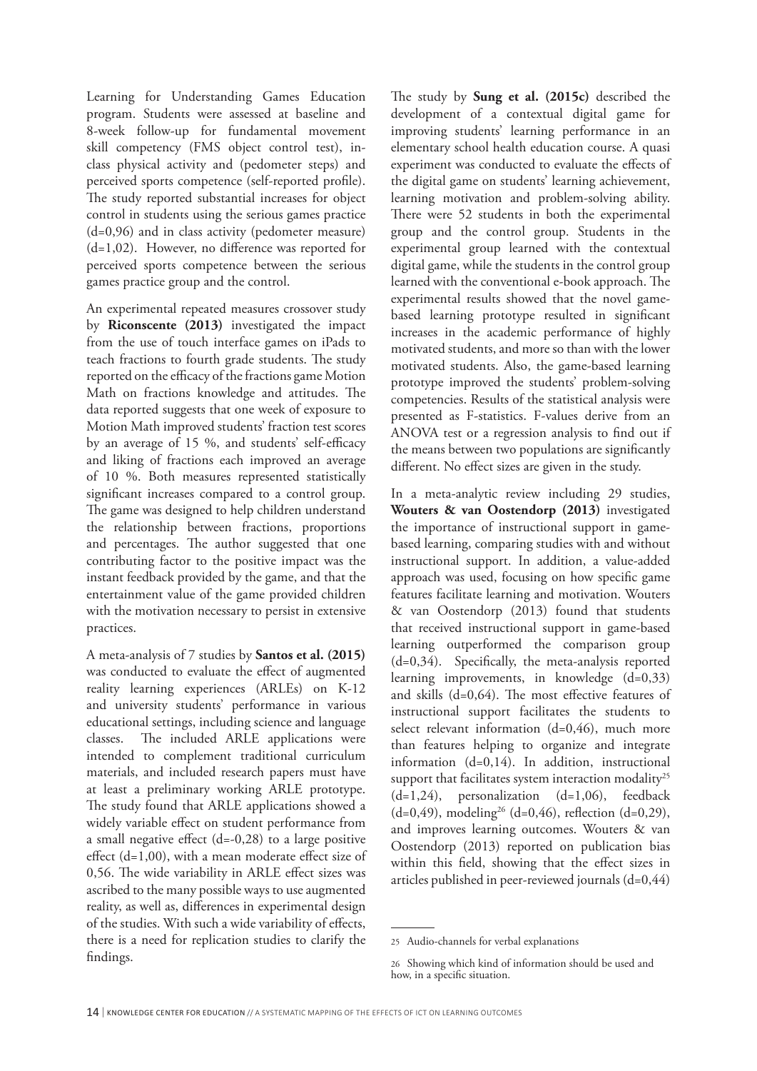Learning for Understanding Games Education program. Students were assessed at baseline and 8-week follow-up for fundamental movement skill competency (FMS object control test), in-class physical activity and (pedometer steps) and perceived sports competence (self-reported profile). The study reported substantial increases for object control in students using the serious games practice (d=0,96) and in class activity (pedometer measure) (d=1,02). However, no difference was reported for perceived sports competence between the serious games practice group and the control.

An experimental repeated measures crossover study by **Riconscente (2013)** investigated the impact from the use of touch interface games on iPads to teach fractions to fourth grade students. The study reported on the efficacy of the fractions game Motion Math on fractions knowledge and attitudes. The data reported suggests that one week of exposure to Motion Math improved students' fraction test scores by an average of 15 %, and students' self-efficacy and liking of fractions each improved an average of 10 %. Both measures represented statistically significant increases compared to a control group. The game was designed to help children understand the relationship between fractions, proportions and percentages. The author suggested that one contributing factor to the positive impact was the instant feedback provided by the game, and that the entertainment value of the game provided children with the motivation necessary to persist in extensive practices.

A meta-analysis of 7 studies by **Santos et al. (2015)** was conducted to evaluate the effect of augmented reality learning experiences (ARLEs) on K-12 and university students' performance in various educational settings, including science and language classes. The included ARLE applications were intended to complement traditional curriculum materials, and included research papers must have at least a preliminary working ARLE prototype. The study found that ARLE applications showed a widely variable effect on student performance from a small negative effect (d=-0,28) to a large positive effect (d=1,00), with a mean moderate effect size of 0,56. The wide variability in ARLE effect sizes was ascribed to the many possible ways to use augmented reality, as well as, differences in experimental design of the studies. With such a wide variability of effects, there is a need for replication studies to clarify the findings.

The study by **Sung et al. (2015c)** described the development of a contextual digital game for improving students' learning performance in an elementary school health education course. A quasi experiment was conducted to evaluate the effects of the digital game on students' learning achievement, learning motivation and problem-solving ability. There were 52 students in both the experimental group and the control group. Students in the experimental group learned with the contextual digital game, while the students in the control group learned with the conventional e-book approach. The experimental results showed that the novel game-based learning prototype resulted in significant increases in the academic performance of highly motivated students, and more so than with the lower motivated students. Also, the game-based learning prototype improved the students' problem-solving competencies. Results of the statistical analysis were presented as F-statistics. F-values derive from an ANOVA test or a regression analysis to find out if the means between two populations are significantly different. No effect sizes are given in the study.

In a meta-analytic review including 29 studies, **Wouters & van Oostendorp (2013)** investigated the importance of instructional support in game-based learning, comparing studies with and without instructional support. In addition, a value-added approach was used, focusing on how specific game features facilitate learning and motivation. Wouters & van Oostendorp (2013) found that students that received instructional support in game-based learning outperformed the comparison group (d=0,34). Specifically, the meta-analysis reported learning improvements, in knowledge (d=0,33) and skills (d=0,64). The most effective features of instructional support facilitates the students to select relevant information (d=0,46), much more than features helping to organize and integrate information (d=0,14). In addition, instructional support that facilitates system interaction modality[25] (d=1,24), personalization (d=1,06), feedback (d=0,49), modeling[26] (d=0,46), reflection (d=0,29), and improves learning outcomes. Wouters & van Oostendorp (2013) reported on publication bias within this field, showing that the effect sizes in articles published in peer-reviewed journals (d=0,44)

---

25 Audio-channels for verbal explanations

26 Showing which kind of information should be used and how, in a specific situation.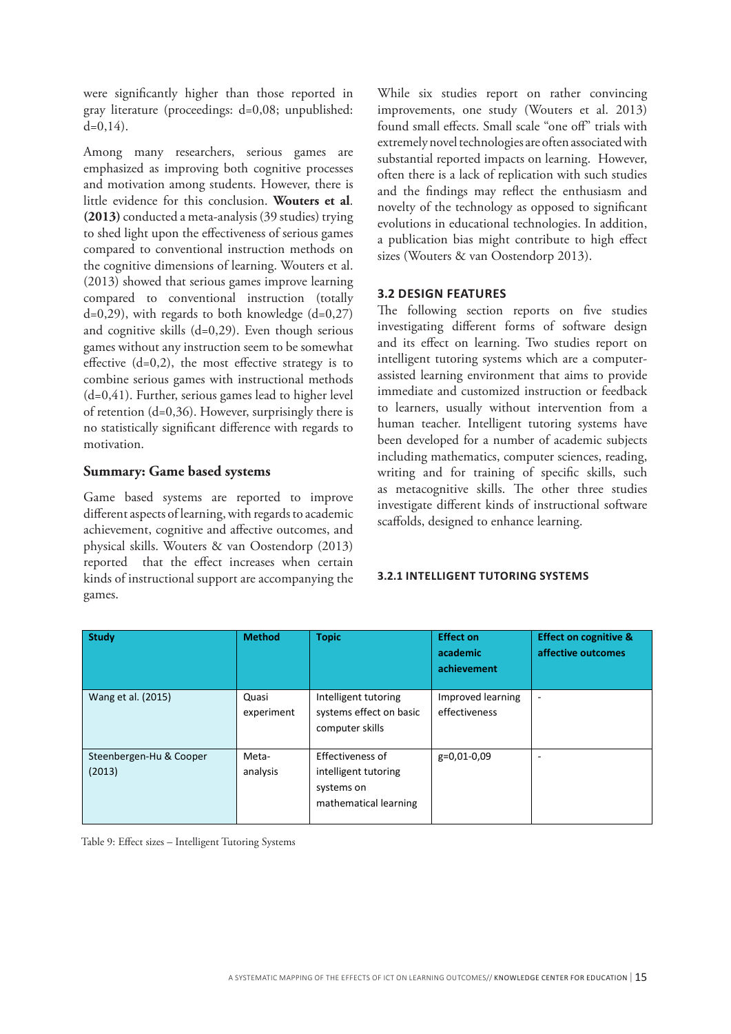were significantly higher than those reported in gray literature (proceedings: d=0,08; unpublished: d=0,14).

Among many researchers, serious games are emphasized as improving both cognitive processes and motivation among students. However, there is little evidence for this conclusion. **Wouters et al. (2013)** conducted a meta-analysis (39 studies) trying to shed light upon the effectiveness of serious games compared to conventional instruction methods on the cognitive dimensions of learning. Wouters et al. (2013) showed that serious games improve learning compared to conventional instruction (totally d=0,29), with regards to both knowledge (d=0,27) and cognitive skills (d=0,29). Even though serious games without any instruction seem to be somewhat effective (d=0,2), the most effective strategy is to combine serious games with instructional methods (d=0,41). Further, serious games lead to higher level of retention (d=0,36). However, surprisingly there is no statistically significant difference with regards to motivation.

### Summary: Game based systems

Game based systems are reported to improve different aspects of learning, with regards to academic achievement, cognitive and affective outcomes, and physical skills. Wouters & van Oostendorp (2013) reported that the effect increases when certain kinds of instructional support are accompanying the games.

While six studies report on rather convincing improvements, one study (Wouters et al. 2013) found small effects. Small scale "one off" trials with extremely novel technologies are often associated with substantial reported impacts on learning. However, often there is a lack of replication with such studies and the findings may reflect the enthusiasm and novelty of the technology as opposed to significant evolutions in educational technologies. In addition, a publication bias might contribute to high effect sizes (Wouters & van Oostendorp 2013).

## 3.2 DESIGN FEATURES

The following section reports on five studies investigating different forms of software design and its effect on learning. Two studies report on intelligent tutoring systems which are a computer-assisted learning environment that aims to provide immediate and customized instruction or feedback to learners, usually without intervention from a human teacher. Intelligent tutoring systems have been developed for a number of academic subjects including mathematics, computer sciences, reading, writing and for training of specific skills, such as metacognitive skills. The other three studies investigate different kinds of instructional software scaffolds, designed to enhance learning.

### 3.2.1 INTELLIGENT TUTORING SYSTEMS

| Study | Method | Topic | Effect on academic achievement | Effect on cognitive & affective outcomes |
|---|---|---|---|---|
| Wang et al. (2015) | Quasi experiment | Intelligent tutoring systems effect on basic computer skills | Improved learning effectiveness | - |
| Steenbergen-Hu & Cooper (2013) | Meta-analysis | Effectiveness of intelligent tutoring systems on mathematical learning | g=0,01-0,09 | - |

Table 9: Effect sizes – Intelligent Tutoring Systems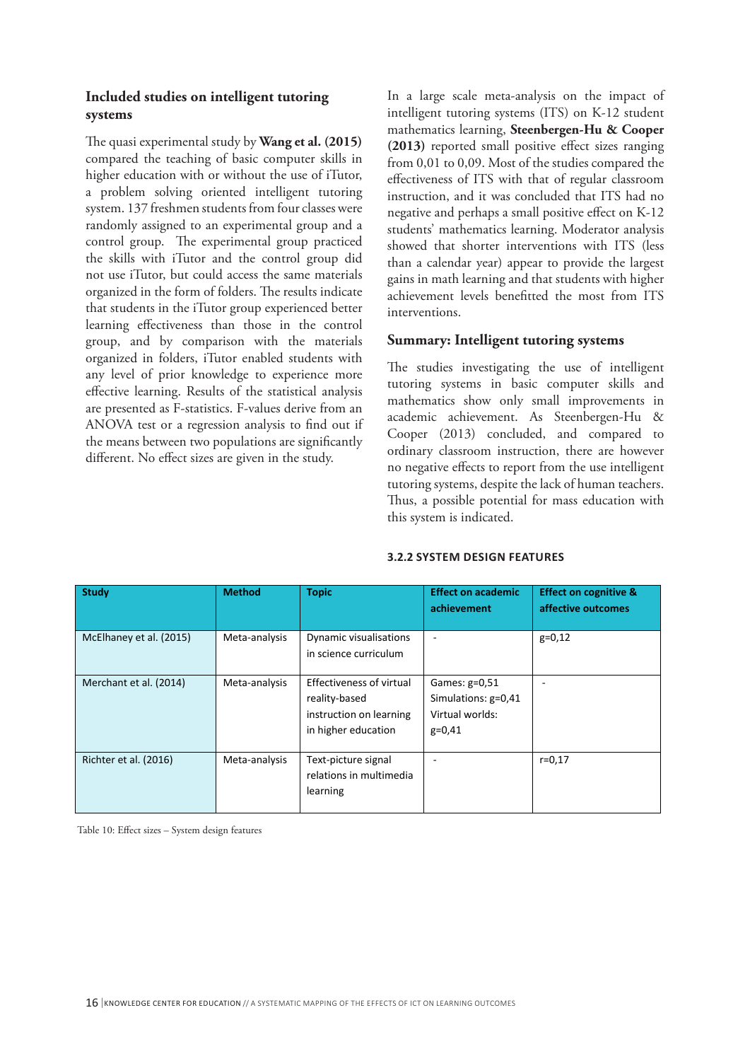### Included studies on intelligent tutoring systems

The quasi experimental study by **Wang et al. (2015)** compared the teaching of basic computer skills in higher education with or without the use of iTutor, a problem solving oriented intelligent tutoring system. 137 freshmen students from four classes were randomly assigned to an experimental group and a control group. The experimental group practiced the skills with iTutor and the control group did not use iTutor, but could access the same materials organized in the form of folders. The results indicate that students in the iTutor group experienced better learning effectiveness than those in the control group, and by comparison with the materials organized in folders, iTutor enabled students with any level of prior knowledge to experience more effective learning. Results of the statistical analysis are presented as F-statistics. F-values derive from an ANOVA test or a regression analysis to find out if the means between two populations are significantly different. No effect sizes are given in the study.

In a large scale meta-analysis on the impact of intelligent tutoring systems (ITS) on K-12 student mathematics learning, **Steenbergen-Hu & Cooper (2013)** reported small positive effect sizes ranging from 0,01 to 0,09. Most of the studies compared the effectiveness of ITS with that of regular classroom instruction, and it was concluded that ITS had no negative and perhaps a small positive effect on K-12 students' mathematics learning. Moderator analysis showed that shorter interventions with ITS (less than a calendar year) appear to provide the largest gains in math learning and that students with higher achievement levels benefitted the most from ITS interventions.

### Summary: Intelligent tutoring systems

The studies investigating the use of intelligent tutoring systems in basic computer skills and mathematics show only small improvements in academic achievement. As Steenbergen-Hu & Cooper (2013) concluded, and compared to ordinary classroom instruction, there are however no negative effects to report from the use intelligent tutoring systems, despite the lack of human teachers. Thus, a possible potential for mass education with this system is indicated.

### 3.2.2 SYSTEM DESIGN FEATURES

| Study | Method | Topic | Effect on academic achievement | Effect on cognitive & affective outcomes |
|---|---|---|---|---|
| McElhaney et al. (2015) | Meta-analysis | Dynamic visualisations in science curriculum | - | g=0,12 |
| Merchant et al. (2014) | Meta-analysis | Effectiveness of virtual reality-based instruction on learning in higher education | Games: g=0,51 Simulations: g=0,41 Virtual worlds: g=0,41 | - |
| Richter et al. (2016) | Meta-analysis | Text-picture signal relations in multimedia learning | - | r=0,17 |

Table 10: Effect sizes – System design features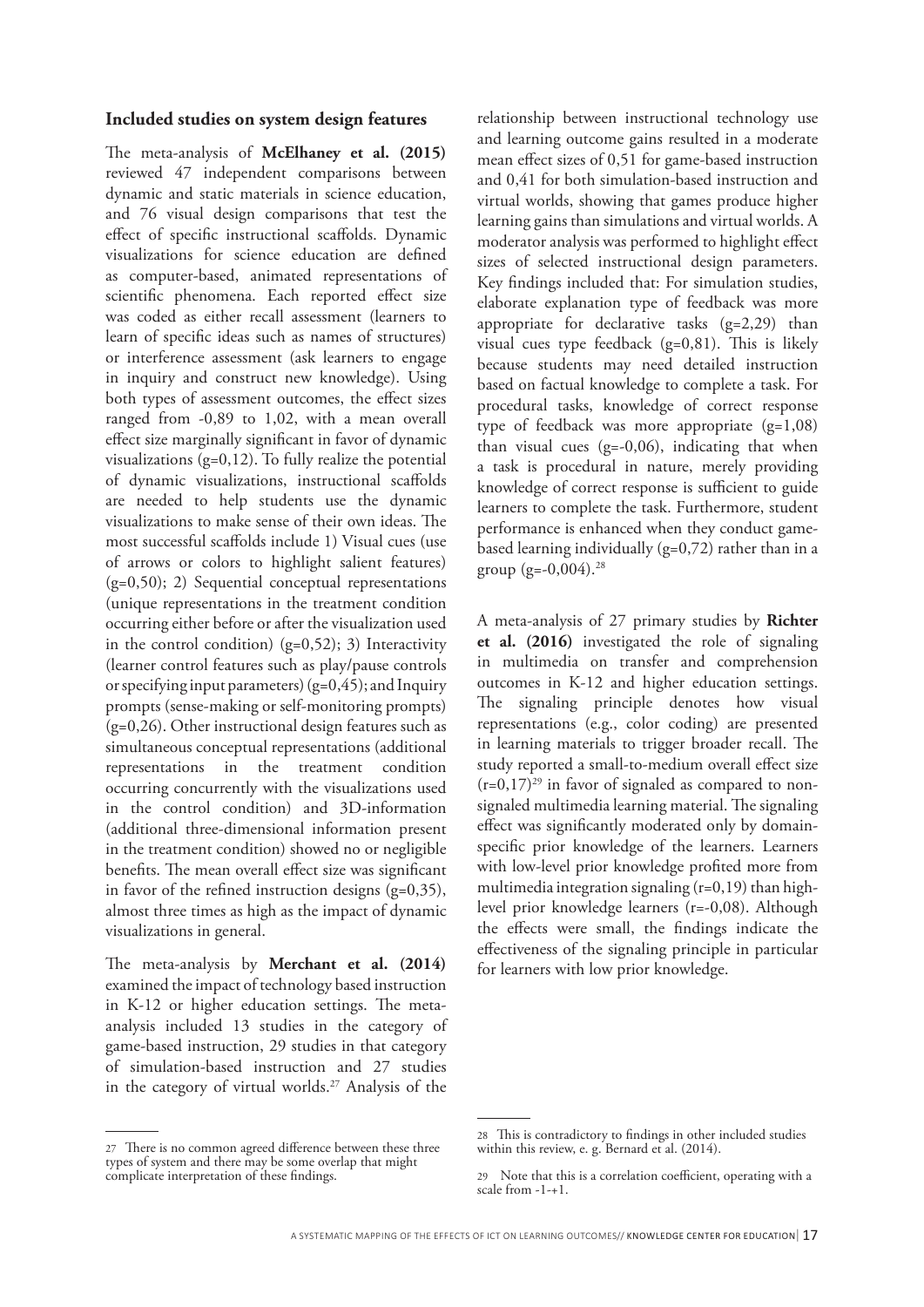### Included studies on system design features

The meta-analysis of **McElhaney et al. (2015)** reviewed 47 independent comparisons between dynamic and static materials in science education, and 76 visual design comparisons that test the effect of specific instructional scaffolds. Dynamic visualizations for science education are defined as computer-based, animated representations of scientific phenomena. Each reported effect size was coded as either recall assessment (learners to learn of specific ideas such as names of structures) or interference assessment (ask learners to engage in inquiry and construct new knowledge). Using both types of assessment outcomes, the effect sizes ranged from -0,89 to 1,02, with a mean overall effect size marginally significant in favor of dynamic visualizations (g=0,12). To fully realize the potential of dynamic visualizations, instructional scaffolds are needed to help students use the dynamic visualizations to make sense of their own ideas. The most successful scaffolds include 1) Visual cues (use of arrows or colors to highlight salient features) (g=0,50); 2) Sequential conceptual representations (unique representations in the treatment condition occurring either before or after the visualization used in the control condition) (g=0,52); 3) Interactivity (learner control features such as play/pause controls or specifying input parameters) (g=0,45); and Inquiry prompts (sense-making or self-monitoring prompts) (g=0,26). Other instructional design features such as simultaneous conceptual representations (additional representations in the treatment condition occurring concurrently with the visualizations used in the control condition) and 3D-information (additional three-dimensional information present in the treatment condition) showed no or negligible benefits. The mean overall effect size was significant in favor of the refined instruction designs (g=0,35), almost three times as high as the impact of dynamic visualizations in general.

The meta-analysis by **Merchant et al. (2014)** examined the impact of technology based instruction in K-12 or higher education settings. The meta-analysis included 13 studies in the category of game-based instruction, 29 studies in that category of simulation-based instruction and 27 studies in the category of virtual worlds.[27] Analysis of the relationship between instructional technology use and learning outcome gains resulted in a moderate mean effect sizes of 0,51 for game-based instruction and 0,41 for both simulation-based instruction and virtual worlds, showing that games produce higher learning gains than simulations and virtual worlds. A moderator analysis was performed to highlight effect sizes of selected instructional design parameters. Key findings included that: For simulation studies, elaborate explanation type of feedback was more appropriate for declarative tasks (g=2,29) than visual cues type feedback (g=0,81). This is likely because students may need detailed instruction based on factual knowledge to complete a task. For procedural tasks, knowledge of correct response type of feedback was more appropriate (g=1,08) than visual cues (g=-0,06), indicating that when a task is procedural in nature, merely providing knowledge of correct response is sufficient to guide learners to complete the task. Furthermore, student performance is enhanced when they conduct game-based learning individually (g=0,72) rather than in a group (g=-0,004).[28]

A meta-analysis of 27 primary studies by **Richter et al. (2016)** investigated the role of signaling in multimedia on transfer and comprehension outcomes in K-12 and higher education settings. The signaling principle denotes how visual representations (e.g., color coding) are presented in learning materials to trigger broader recall. The study reported a small-to-medium overall effect size (r=0,17)[29] in favor of signaled as compared to non-signaled multimedia learning material. The signaling effect was significantly moderated only by domain-specific prior knowledge of the learners. Learners with low-level prior knowledge profited more from multimedia integration signaling (r=0,19) than high-level prior knowledge learners (r=-0,08). Although the effects were small, the findings indicate the effectiveness of the signaling principle in particular for learners with low prior knowledge.

---

27 There is no common agreed difference between these three types of system and there may be some overlap that might complicate interpretation of these findings.

28 This is contradictory to findings in other included studies within this review, e. g. Bernard et al. (2014).

29 Note that this is a correlation coefficient, operating with a scale from -1-+1.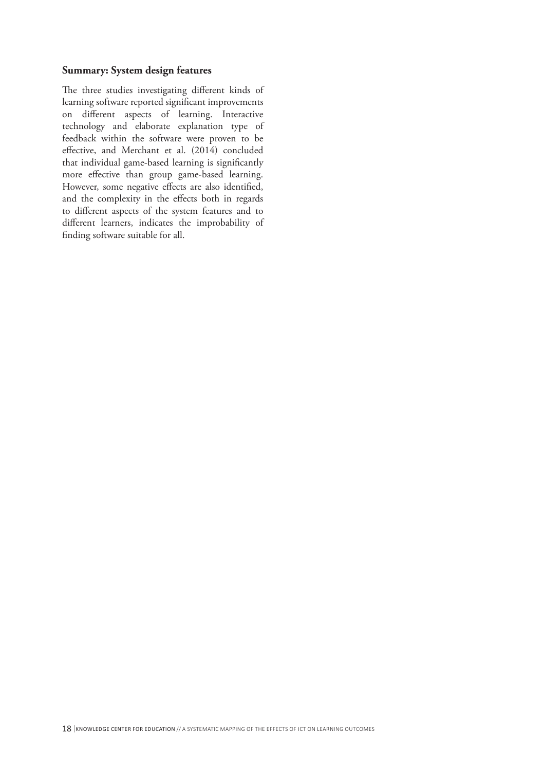### Summary: System design features

The three studies investigating different kinds of learning software reported significant improvements on different aspects of learning. Interactive technology and elaborate explanation type of feedback within the software were proven to be effective, and Merchant et al. (2014) concluded that individual game-based learning is significantly more effective than group game-based learning. However, some negative effects are also identified, and the complexity in the effects both in regards to different aspects of the system features and to different learners, indicates the improbability of finding software suitable for all.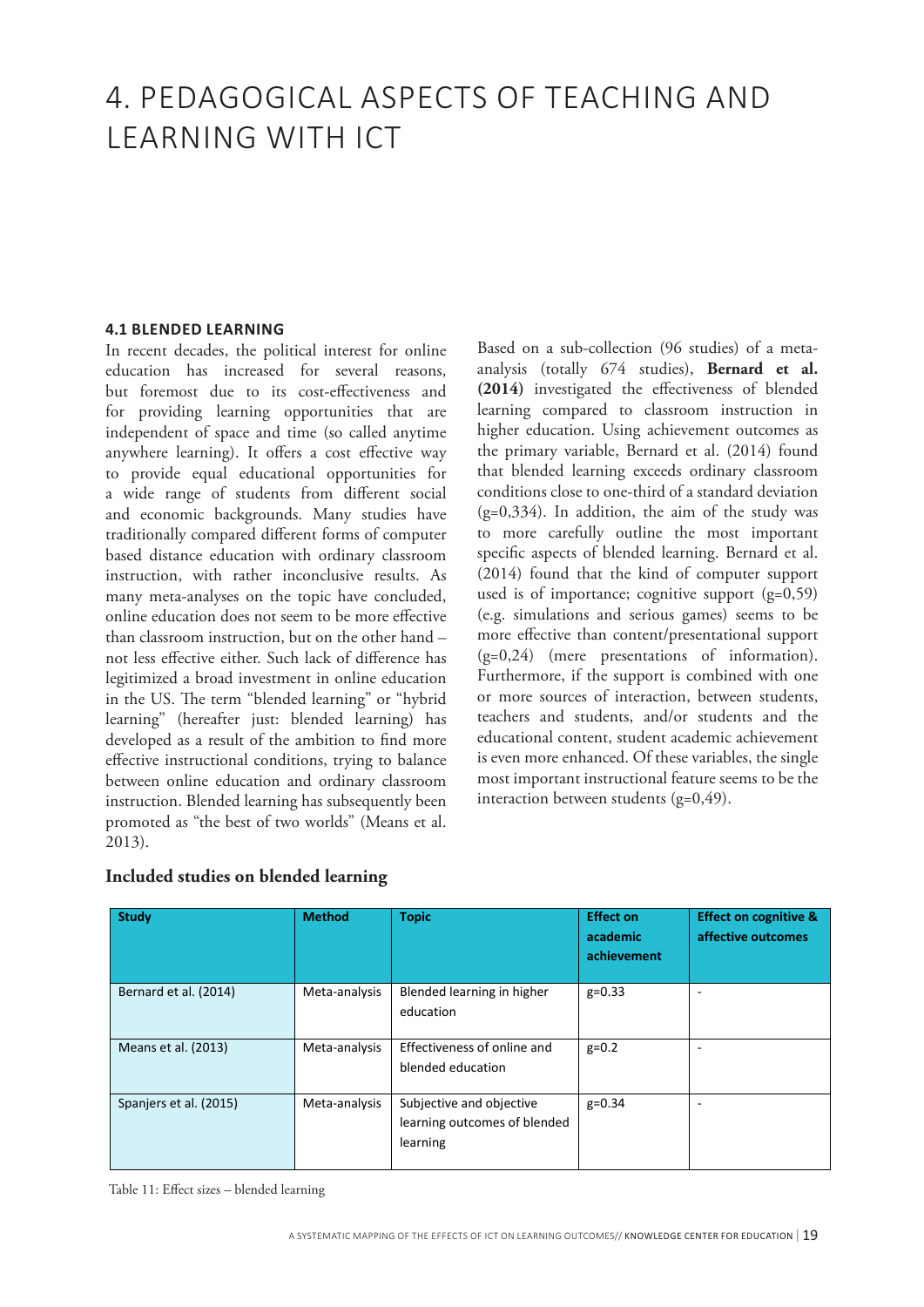# 4. PEDAGOGICAL ASPECTS OF TEACHING AND LEARNING WITH ICT

### 4.1 BLENDED LEARNING

In recent decades, the political interest for online education has increased for several reasons, but foremost due to its cost-effectiveness and for providing learning opportunities that are independent of space and time (so called anytime anywhere learning). It offers a cost effective way to provide equal educational opportunities for a wide range of students from different social and economic backgrounds. Many studies have traditionally compared different forms of computer based distance education with ordinary classroom instruction, with rather inconclusive results. As many meta-analyses on the topic have concluded, online education does not seem to be more effective than classroom instruction, but on the other hand – not less effective either. Such lack of difference has legitimized a broad investment in online education in the US. The term "blended learning" or "hybrid learning" (hereafter just: blended learning) has developed as a result of the ambition to find more effective instructional conditions, trying to balance between online education and ordinary classroom instruction. Blended learning has subsequently been promoted as "the best of two worlds" (Means et al. 2013).

Based on a sub-collection (96 studies) of a meta-analysis (totally 674 studies), **Bernard et al. (2014)** investigated the effectiveness of blended learning compared to classroom instruction in higher education. Using achievement outcomes as the primary variable, Bernard et al. (2014) found that blended learning exceeds ordinary classroom conditions close to one-third of a standard deviation (g=0,334). In addition, the aim of the study was to more carefully outline the most important specific aspects of blended learning. Bernard et al. (2014) found that the kind of computer support used is of importance; cognitive support (g=0,59) (e.g. simulations and serious games) seems to be more effective than content/presentational support (g=0,24) (mere presentations of information). Furthermore, if the support is combined with one or more sources of interaction, between students, teachers and students, and/or students and the educational content, student academic achievement is even more enhanced. Of these variables, the single most important instructional feature seems to be the interaction between students (g=0,49).

**Included studies on blended learning**

| Study | Method | Topic | Effect on academic achievement | Effect on cognitive & affective outcomes |
|---|---|---|---|---|
| Bernard et al. (2014) | Meta-analysis | Blended learning in higher education | g=0.33 | - |
| Means et al. (2013) | Meta-analysis | Effectiveness of online and blended education | g=0.2 | - |
| Spanjers et al. (2015) | Meta-analysis | Subjective and objective learning outcomes of blended learning | g=0.34 | - |

Table 11: Effect sizes – blended learning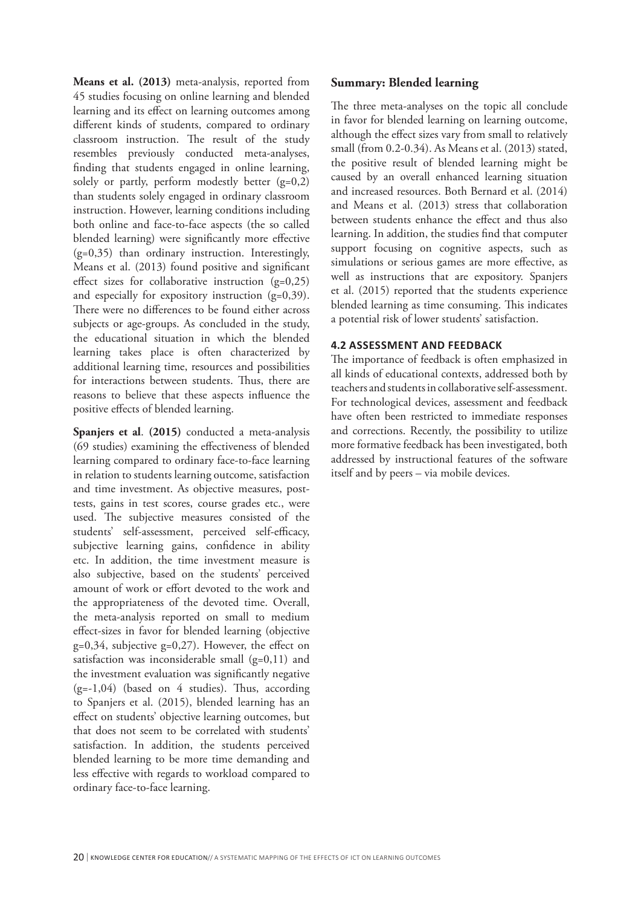**Means et al. (2013)** meta-analysis, reported from 45 studies focusing on online learning and blended learning and its effect on learning outcomes among different kinds of students, compared to ordinary classroom instruction. The result of the study resembles previously conducted meta-analyses, finding that students engaged in online learning, solely or partly, perform modestly better (g=0,2) than students solely engaged in ordinary classroom instruction. However, learning conditions including both online and face-to-face aspects (the so called blended learning) were significantly more effective (g=0,35) than ordinary instruction. Interestingly, Means et al. (2013) found positive and significant effect sizes for collaborative instruction (g=0,25) and especially for expository instruction (g=0,39). There were no differences to be found either across subjects or age-groups. As concluded in the study, the educational situation in which the blended learning takes place is often characterized by additional learning time, resources and possibilities for interactions between students. Thus, there are reasons to believe that these aspects influence the positive effects of blended learning.

**Spanjers et al**. **(2015)** conducted a meta-analysis (69 studies) examining the effectiveness of blended learning compared to ordinary face-to-face learning in relation to students learning outcome, satisfaction and time investment. As objective measures, post-tests, gains in test scores, course grades etc., were used. The subjective measures consisted of the students' self-assessment, perceived self-efficacy, subjective learning gains, confidence in ability etc. In addition, the time investment measure is also subjective, based on the students' perceived amount of work or effort devoted to the work and the appropriateness of the devoted time. Overall, the meta-analysis reported on small to medium effect-sizes in favor for blended learning (objective g=0,34, subjective g=0,27). However, the effect on satisfaction was inconsiderable small (g=0,11) and the investment evaluation was significantly negative (g=-1,04) (based on 4 studies). Thus, according to Spanjers et al. (2015), blended learning has an effect on students' objective learning outcomes, but that does not seem to be correlated with students' satisfaction. In addition, the students perceived blended learning to be more time demanding and less effective with regards to workload compared to ordinary face-to-face learning.

### Summary: Blended learning

The three meta-analyses on the topic all conclude in favor for blended learning on learning outcome, although the effect sizes vary from small to relatively small (from 0.2-0.34). As Means et al. (2013) stated, the positive result of blended learning might be caused by an overall enhanced learning situation and increased resources. Both Bernard et al. (2014) and Means et al. (2013) stress that collaboration between students enhance the effect and thus also learning. In addition, the studies find that computer support focusing on cognitive aspects, such as simulations or serious games are more effective, as well as instructions that are expository. Spanjers et al. (2015) reported that the students experience blended learning as time consuming. This indicates a potential risk of lower students' satisfaction.

## 4.2 ASSESSMENT AND FEEDBACK

The importance of feedback is often emphasized in all kinds of educational contexts, addressed both by teachers and students in collaborative self-assessment. For technological devices, assessment and feedback have often been restricted to immediate responses and corrections. Recently, the possibility to utilize more formative feedback has been investigated, both addressed by instructional features of the software itself and by peers – via mobile devices.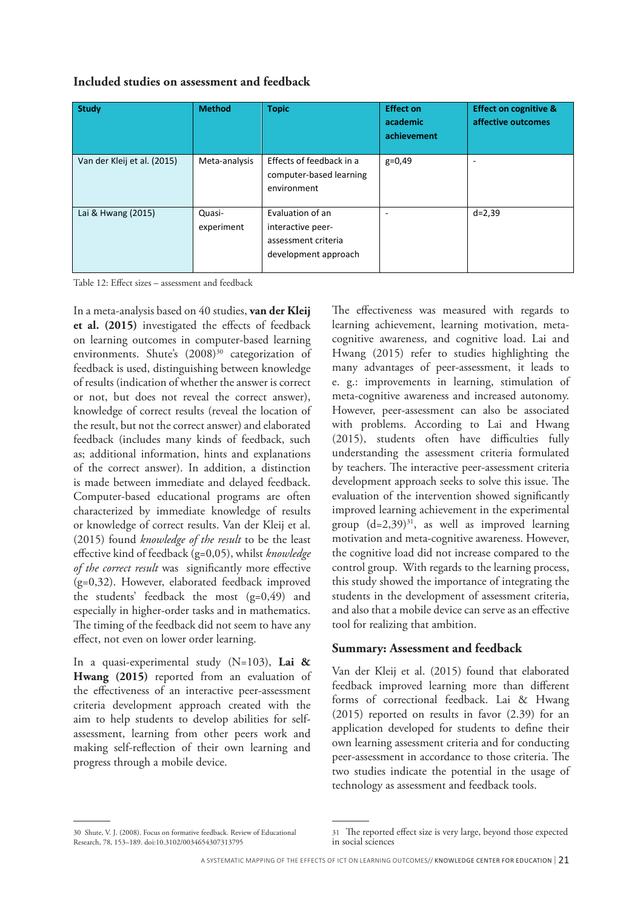### Included studies on assessment and feedback

| Study | Method | Topic | Effect on academic achievement | Effect on cognitive & affective outcomes |
|---|---|---|---|---|
| Van der Kleij et al. (2015) | Meta-analysis | Effects of feedback in a computer-based learning environment | g=0,49 | - |
| Lai & Hwang (2015) | Quasi-experiment | Evaluation of an interactive peer-assessment criteria development approach | - | d=2,39 |

Table 12: Effect sizes – assessment and feedback

In a meta-analysis based on 40 studies, **van der Kleij et al. (2015)** investigated the effects of feedback on learning outcomes in computer-based learning environments. Shute's (2008)[30] categorization of feedback is used, distinguishing between knowledge of results (indication of whether the answer is correct or not, but does not reveal the correct answer), knowledge of correct results (reveal the location of the result, but not the correct answer) and elaborated feedback (includes many kinds of feedback, such as; additional information, hints and explanations of the correct answer). In addition, a distinction is made between immediate and delayed feedback. Computer-based educational programs are often characterized by immediate knowledge of results or knowledge of correct results. Van der Kleij et al. (2015) found *knowledge of the result* to be the least effective kind of feedback (g=0,05), whilst *knowledge of the correct result* was significantly more effective (g=0,32). However, elaborated feedback improved the students' feedback the most (g=0,49) and especially in higher-order tasks and in mathematics. The timing of the feedback did not seem to have any effect, not even on lower order learning.

In a quasi-experimental study (N=103), **Lai & Hwang (2015)** reported from an evaluation of the effectiveness of an interactive peer-assessment criteria development approach created with the aim to help students to develop abilities for self-assessment, learning from other peers work and making self-reflection of their own learning and progress through a mobile device.

The effectiveness was measured with regards to learning achievement, learning motivation, meta-cognitive awareness, and cognitive load. Lai and Hwang (2015) refer to studies highlighting the many advantages of peer-assessment, it leads to e. g.: improvements in learning, stimulation of meta-cognitive awareness and increased autonomy. However, peer-assessment can also be associated with problems. According to Lai and Hwang (2015), students often have difficulties fully understanding the assessment criteria formulated by teachers. The interactive peer-assessment criteria development approach seeks to solve this issue. The evaluation of the intervention showed significantly improved learning achievement in the experimental group (d=2,39)[31], as well as improved learning motivation and meta-cognitive awareness. However, the cognitive load did not increase compared to the control group. With regards to the learning process, this study showed the importance of integrating the students in the development of assessment criteria, and also that a mobile device can serve as an effective tool for realizing that ambition.

### Summary: Assessment and feedback

Van der Kleij et al. (2015) found that elaborated feedback improved learning more than different forms of correctional feedback. Lai & Hwang (2015) reported on results in favor (2.39) for an application developed for students to define their own learning assessment criteria and for conducting peer-assessment in accordance to those criteria. The two studies indicate the potential in the usage of technology as assessment and feedback tools.

---

30 Shute, V. J. (2008). Focus on formative feedback. Review of Educational Research, 78, 153–189. doi:10.3102/0034654307313795

31 The reported effect size is very large, beyond those expected in social sciences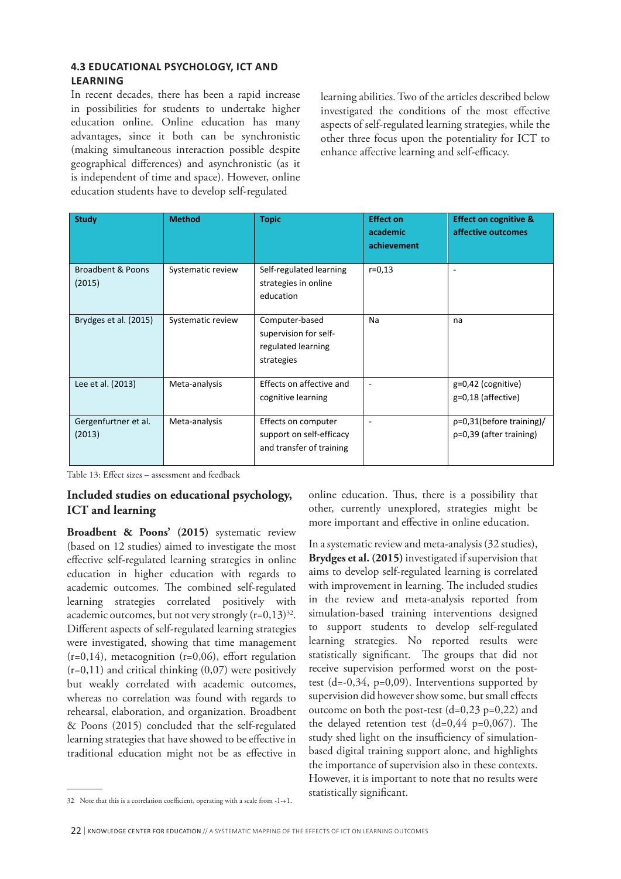### 4.3 EDUCATIONAL PSYCHOLOGY, ICT AND LEARNING

In recent decades, there has been a rapid increase in possibilities for students to undertake higher education online. Online education has many advantages, since it both can be synchronistic (making simultaneous interaction possible despite geographical differences) and asynchronistic (as it is independent of time and space). However, online education students have to develop self-regulated learning abilities. Two of the articles described below investigated the conditions of the most effective aspects of self-regulated learning strategies, while the other three focus upon the potentiality for ICT to enhance affective learning and self-efficacy.

| Study | Method | Topic | Effect on academic achievement | Effect on cognitive & affective outcomes |
|---|---|---|---|---|
| Broadbent & Poons (2015) | Systematic review | Self-regulated learning strategies in online education | r=0,13 | - |
| Brydges et al. (2015) | Systematic review | Computer-based supervision for self-regulated learning strategies | Na | na |
| Lee et al. (2013) | Meta-analysis | Effects on affective and cognitive learning | - | g=0,42 (cognitive)<br>g=0,18 (affective) |
| Gergenfurtner et al. (2013) | Meta-analysis | Effects on computer support on self-efficacy and transfer of training | - | ρ=0,31(before training)/<br>ρ=0,39 (after training) |

Table 13: Effect sizes – assessment and feedback

## Included studies on educational psychology, ICT and learning

**Broadbent & Poons' (2015)** systematic review (based on 12 studies) aimed to investigate the most effective self-regulated learning strategies in online education in higher education with regards to academic outcomes. The combined self-regulated learning strategies correlated positively with academic outcomes, but not very strongly (r=0,13)[32]. Different aspects of self-regulated learning strategies were investigated, showing that time management (r=0,14), metacognition (r=0,06), effort regulation (r=0,11) and critical thinking (0,07) were positively but weakly correlated with academic outcomes, whereas no correlation was found with regards to rehearsal, elaboration, and organization. Broadbent & Poons (2015) concluded that the self-regulated learning strategies that have showed to be effective in traditional education might not be as effective in online education. Thus, there is a possibility that other, currently unexplored, strategies might be more important and effective in online education.

In a systematic review and meta-analysis (32 studies), **Brydges et al. (2015)** investigated if supervision that aims to develop self-regulated learning is correlated with improvement in learning. The included studies in the review and meta-analysis reported from simulation-based training interventions designed to support students to develop self-regulated learning strategies. No reported results were statistically significant. The groups that did not receive supervision performed worst on the post-test (d=-0,34, p=0,09). Interventions supported by supervision did however show some, but small effects outcome on both the post-test (d=0,23 p=0,22) and the delayed retention test (d=0,44 p=0,067). The study shed light on the insufficiency of simulation-based digital training support alone, and highlights the importance of supervision also in these contexts. However, it is important to note that no results were statistically significant.

32 Note that this is a correlation coefficient, operating with a scale from -1-+1.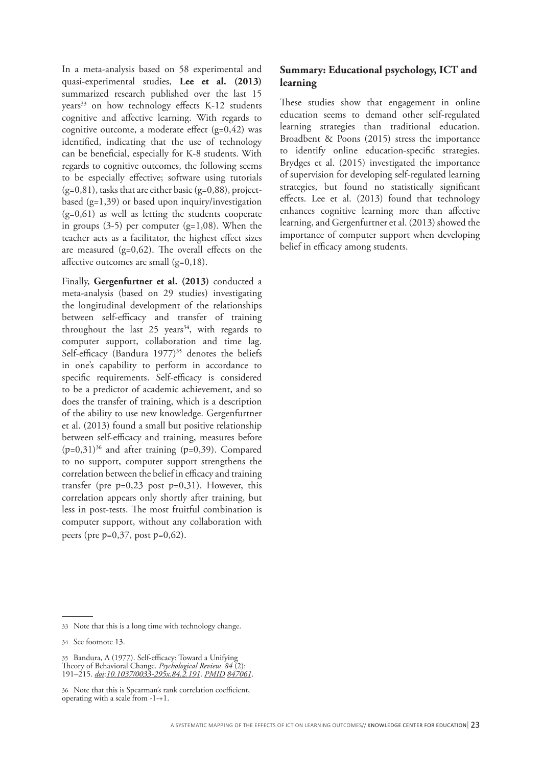In a meta-analysis based on 58 experimental and quasi-experimental studies, **Lee et al. (2013)** summarized research published over the last 15 years[33] on how technology effects K-12 students cognitive and affective learning. With regards to cognitive outcome, a moderate effect (g=0,42) was identified, indicating that the use of technology can be beneficial, especially for K-8 students. With regards to cognitive outcomes, the following seems to be especially effective; software using tutorials (g=0,81), tasks that are either basic (g=0,88), project-based (g=1,39) or based upon inquiry/investigation (g=0,61) as well as letting the students cooperate in groups (3-5) per computer (g=1,08). When the teacher acts as a facilitator, the highest effect sizes are measured (g=0,62). The overall effects on the affective outcomes are small (g=0,18).

Finally, **Gergenfurtner et al. (2013)** conducted a meta-analysis (based on 29 studies) investigating the longitudinal development of the relationships between self-efficacy and transfer of training throughout the last 25 years[34], with regards to computer support, collaboration and time lag. Self-efficacy (Bandura 1977)[35] denotes the beliefs in one's capability to perform in accordance to specific requirements. Self-efficacy is considered to be a predictor of academic achievement, and so does the transfer of training, which is a description of the ability to use new knowledge. Gergenfurtner et al. (2013) found a small but positive relationship between self-efficacy and training, measures before (ρ=0,31)[36] and after training (ρ=0,39). Compared to no support, computer support strengthens the correlation between the belief in efficacy and training transfer (pre ρ=0,23 post ρ=0,31). However, this correlation appears only shortly after training, but less in post-tests. The most fruitful combination is computer support, without any collaboration with peers (pre ρ=0,37, post ρ=0,62).

## Summary: Educational psychology, ICT and learning

These studies show that engagement in online education seems to demand other self-regulated learning strategies than traditional education. Broadbent & Poons (2015) stress the importance to identify online education-specific strategies. Brydges et al. (2015) investigated the importance of supervision for developing self-regulated learning strategies, but found no statistically significant effects. Lee et al. (2013) found that technology enhances cognitive learning more than affective learning, and Gergenfurtner et al. (2013) showed the importance of computer support when developing belief in efficacy among students.

---

33 Note that this is a long time with technology change.

34 See footnote 13.

35 Bandura, A (1977). Self-efficacy: Toward a Unifying Theory of Behavioral Change. *Psychological Review. 84* (2): 191–215. *doi:10.1037/0033-295x.84.2.191. PMID 847061.*

36 Note that this is Spearman's rank correlation coefficient, operating with a scale from -1-+1.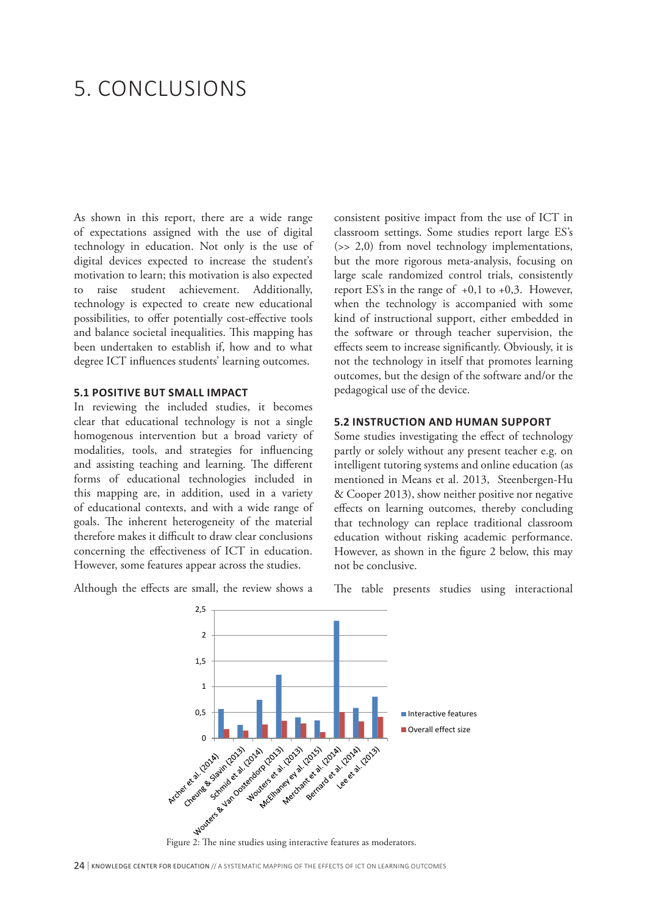# 5. CONCLUSIONS

As shown in this report, there are a wide range of expectations assigned with the use of digital technology in education. Not only is the use of digital devices expected to increase the student's motivation to learn; this motivation is also expected to raise student achievement. Additionally, technology is expected to create new educational possibilities, to offer potentially cost-effective tools and balance societal inequalities. This mapping has been undertaken to establish if, how and to what degree ICT influences students' learning outcomes.

### 5.1 POSITIVE BUT SMALL IMPACT

In reviewing the included studies, it becomes clear that educational technology is not a single homogenous intervention but a broad variety of modalities, tools, and strategies for influencing and assisting teaching and learning. The different forms of educational technologies included in this mapping are, in addition, used in a variety of educational contexts, and with a wide range of goals. The inherent heterogeneity of the material therefore makes it difficult to draw clear conclusions concerning the effectiveness of ICT in education. However, some features appear across the studies.

Although the effects are small, the review shows a consistent positive impact from the use of ICT in classroom settings. Some studies report large ES's (>> 2,0) from novel technology implementations, but the more rigorous meta-analysis, focusing on large scale randomized control trials, consistently report ES's in the range of +0,1 to +0,3. However, when the technology is accompanied with some kind of instructional support, either embedded in the software or through teacher supervision, the effects seem to increase significantly. Obviously, it is not the technology in itself that promotes learning outcomes, but the design of the software and/or the pedagogical use of the device.

### 5.2 INSTRUCTION AND HUMAN SUPPORT

Some studies investigating the effect of technology partly or solely without any present teacher e.g. on intelligent tutoring systems and online education (as mentioned in Means et al. 2013, Steenbergen-Hu & Cooper 2013), show neither positive nor negative effects on learning outcomes, thereby concluding that technology can replace traditional classroom education without risking academic performance. However, as shown in the figure 2 below, this may not be conclusive.

The table presents studies using interactional

| Study | Interactive features | Overall effect size |
|---|---|---|
| Archer et al. (2014) | ~0,56 | ~0,18 |
| Cheung & Slavin (2013) | ~0,26 | ~0,15 |
| Schmid et al. (2014) | ~0,74 | ~0,26 |
| Wouters & Van Oostendorp (2013) | ~1,23 | ~0,34 |
| Wouters et al. (2013) | ~0,41 | ~0,29 |
| McElhaney ey al. (2015) | ~0,34 | ~0,11 |
| Merchant et al. (2014) | ~2,28 | ~0,51 |
| Bernard et al. (2014) | ~0,59 | ~0,33 |
| Lee et al. (2013) | ~0,80 | ~0,42 |

Figure 2: The nine studies using interactive features as moderators.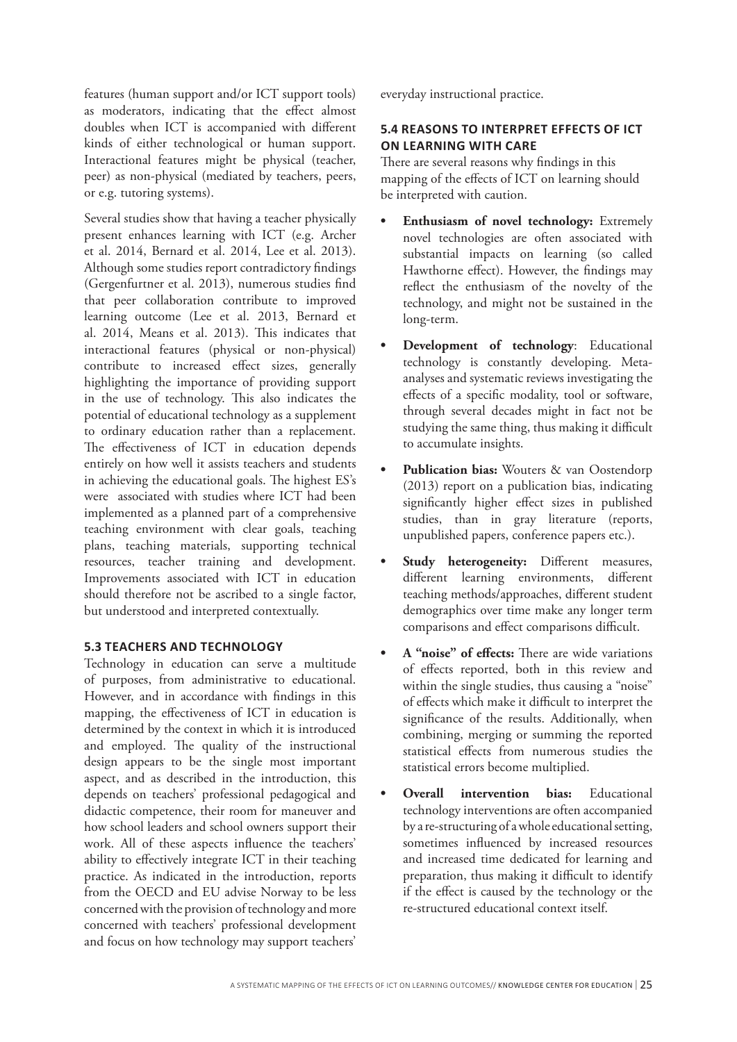features (human support and/or ICT support tools) as moderators, indicating that the effect almost doubles when ICT is accompanied with different kinds of either technological or human support. Interactional features might be physical (teacher, peer) as non-physical (mediated by teachers, peers, or e.g. tutoring systems).

Several studies show that having a teacher physically present enhances learning with ICT (e.g. Archer et al. 2014, Bernard et al. 2014, Lee et al. 2013). Although some studies report contradictory findings (Gergenfurtner et al. 2013), numerous studies find that peer collaboration contribute to improved learning outcome (Lee et al. 2013, Bernard et al. 2014, Means et al. 2013). This indicates that interactional features (physical or non-physical) contribute to increased effect sizes, generally highlighting the importance of providing support in the use of technology. This also indicates the potential of educational technology as a supplement to ordinary education rather than a replacement. The effectiveness of ICT in education depends entirely on how well it assists teachers and students in achieving the educational goals. The highest ES's were associated with studies where ICT had been implemented as a planned part of a comprehensive teaching environment with clear goals, teaching plans, teaching materials, supporting technical resources, teacher training and development. Improvements associated with ICT in education should therefore not be ascribed to a single factor, but understood and interpreted contextually.

### 5.3 TEACHERS AND TECHNOLOGY

Technology in education can serve a multitude of purposes, from administrative to educational. However, and in accordance with findings in this mapping, the effectiveness of ICT in education is determined by the context in which it is introduced and employed. The quality of the instructional design appears to be the single most important aspect, and as described in the introduction, this depends on teachers' professional pedagogical and didactic competence, their room for maneuver and how school leaders and school owners support their work. All of these aspects influence the teachers' ability to effectively integrate ICT in their teaching practice. As indicated in the introduction, reports from the OECD and EU advise Norway to be less concerned with the provision of technology and more concerned with teachers' professional development and focus on how technology may support teachers' everyday instructional practice.

### 5.4 REASONS TO INTERPRET EFFECTS OF ICT ON LEARNING WITH CARE

There are several reasons why findings in this mapping of the effects of ICT on learning should be interpreted with caution.

- **Enthusiasm of novel technology:** Extremely novel technologies are often associated with substantial impacts on learning (so called Hawthorne effect). However, the findings may reflect the enthusiasm of the novelty of the technology, and might not be sustained in the long-term.
- **Development of technology**: Educational technology is constantly developing. Meta-analyses and systematic reviews investigating the effects of a specific modality, tool or software, through several decades might in fact not be studying the same thing, thus making it difficult to accumulate insights.
- **Publication bias:** Wouters & van Oostendorp (2013) report on a publication bias, indicating significantly higher effect sizes in published studies, than in gray literature (reports, unpublished papers, conference papers etc.).
- **Study heterogeneity:** Different measures, different learning environments, different teaching methods/approaches, different student demographics over time make any longer term comparisons and effect comparisons difficult.
- **A "noise" of effects:** There are wide variations of effects reported, both in this review and within the single studies, thus causing a "noise" of effects which make it difficult to interpret the significance of the results. Additionally, when combining, merging or summing the reported statistical effects from numerous studies the statistical errors become multiplied.
- **Overall intervention bias:** Educational technology interventions are often accompanied by a re-structuring of a whole educational setting, sometimes influenced by increased resources and increased time dedicated for learning and preparation, thus making it difficult to identify if the effect is caused by the technology or the re-structured educational context itself.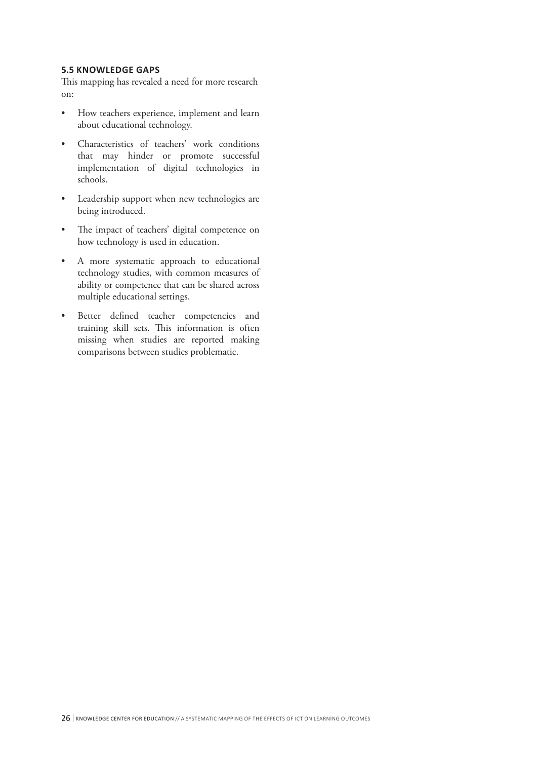### 5.5 KNOWLEDGE GAPS

This mapping has revealed a need for more research on:

- How teachers experience, implement and learn about educational technology.
- Characteristics of teachers' work conditions that may hinder or promote successful implementation of digital technologies in schools.
- Leadership support when new technologies are being introduced.
- The impact of teachers' digital competence on how technology is used in education.
- A more systematic approach to educational technology studies, with common measures of ability or competence that can be shared across multiple educational settings.
- Better defined teacher competencies and training skill sets. This information is often missing when studies are reported making comparisons between studies problematic.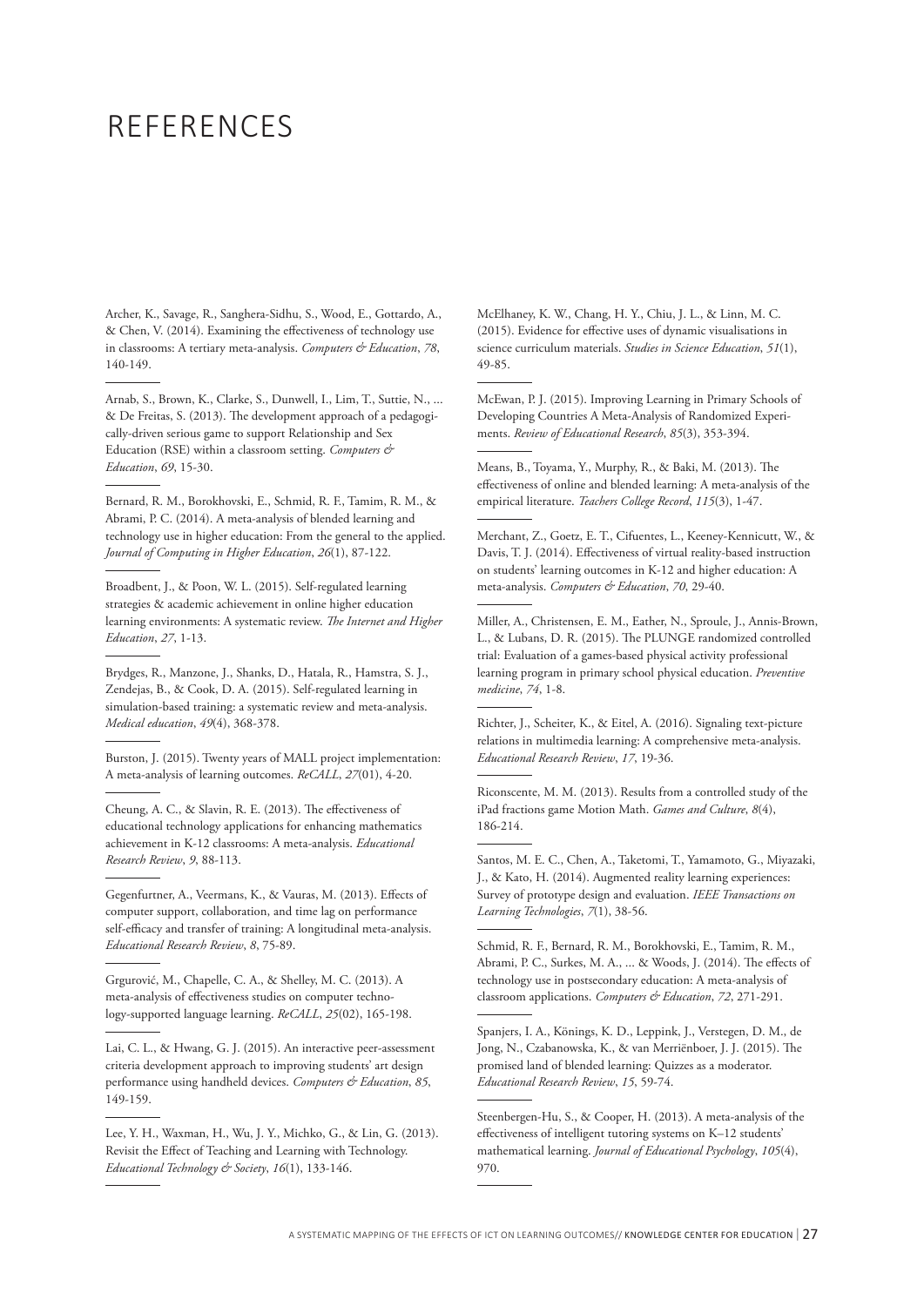# REFERENCES

Archer, K., Savage, R., Sanghera-Sidhu, S., Wood, E., Gottardo, A., & Chen, V. (2014). Examining the effectiveness of technology use in classrooms: A tertiary meta-analysis. *Computers & Education*, *78*, 140-149.

Arnab, S., Brown, K., Clarke, S., Dunwell, I., Lim, T., Suttie, N., ... & De Freitas, S. (2013). The development approach of a pedagogically-driven serious game to support Relationship and Sex Education (RSE) within a classroom setting. *Computers & Education*, *69*, 15-30.

Bernard, R. M., Borokhovski, E., Schmid, R. F., Tamim, R. M., & Abrami, P. C. (2014). A meta-analysis of blended learning and technology use in higher education: From the general to the applied. *Journal of Computing in Higher Education*, *26*(1), 87-122.

Broadbent, J., & Poon, W. L. (2015). Self-regulated learning strategies & academic achievement in online higher education learning environments: A systematic review. *The Internet and Higher Education*, *27*, 1-13.

Brydges, R., Manzone, J., Shanks, D., Hatala, R., Hamstra, S. J., Zendejas, B., & Cook, D. A. (2015). Self-regulated learning in simulation-based training: a systematic review and meta-analysis. *Medical education*, *49*(4), 368-378.

Burston, J. (2015). Twenty years of MALL project implementation: A meta-analysis of learning outcomes. *ReCALL*, *27*(01), 4-20.

Cheung, A. C., & Slavin, R. E. (2013). The effectiveness of educational technology applications for enhancing mathematics achievement in K-12 classrooms: A meta-analysis. *Educational Research Review*, *9*, 88-113.

Gegenfurtner, A., Veermans, K., & Vauras, M. (2013). Effects of computer support, collaboration, and time lag on performance self-efficacy and transfer of training: A longitudinal meta-analysis. *Educational Research Review*, *8*, 75-89.

Grgurović, M., Chapelle, C. A., & Shelley, M. C. (2013). A meta-analysis of effectiveness studies on computer technology-supported language learning. *ReCALL*, *25*(02), 165-198.

Lai, C. L., & Hwang, G. J. (2015). An interactive peer-assessment criteria development approach to improving students' art design performance using handheld devices. *Computers & Education*, *85*, 149-159.

Lee, Y. H., Waxman, H., Wu, J. Y., Michko, G., & Lin, G. (2013). Revisit the Effect of Teaching and Learning with Technology. *Educational Technology & Society*, *16*(1), 133-146.

McElhaney, K. W., Chang, H. Y., Chiu, J. L., & Linn, M. C. (2015). Evidence for effective uses of dynamic visualisations in science curriculum materials. *Studies in Science Education*, *51*(1), 49-85.

McEwan, P. J. (2015). Improving Learning in Primary Schools of Developing Countries A Meta-Analysis of Randomized Experiments. *Review of Educational Research*, *85*(3), 353-394.

Means, B., Toyama, Y., Murphy, R., & Baki, M. (2013). The effectiveness of online and blended learning: A meta-analysis of the empirical literature. *Teachers College Record*, *115*(3), 1-47.

Merchant, Z., Goetz, E. T., Cifuentes, L., Keeney-Kennicutt, W., & Davis, T. J. (2014). Effectiveness of virtual reality-based instruction on students' learning outcomes in K-12 and higher education: A meta-analysis. *Computers & Education*, *70*, 29-40.

Miller, A., Christensen, E. M., Eather, N., Sproule, J., Annis-Brown, L., & Lubans, D. R. (2015). The PLUNGE randomized controlled trial: Evaluation of a games-based physical activity professional learning program in primary school physical education. *Preventive medicine*, *74*, 1-8.

Richter, J., Scheiter, K., & Eitel, A. (2016). Signaling text-picture relations in multimedia learning: A comprehensive meta-analysis. *Educational Research Review*, *17*, 19-36.

Riconscente, M. M. (2013). Results from a controlled study of the iPad fractions game Motion Math. *Games and Culture*, *8*(4), 186-214.

Santos, M. E. C., Chen, A., Taketomi, T., Yamamoto, G., Miyazaki, J., & Kato, H. (2014). Augmented reality learning experiences: Survey of prototype design and evaluation. *IEEE Transactions on Learning Technologies*, *7*(1), 38-56.

Schmid, R. F., Bernard, R. M., Borokhovski, E., Tamim, R. M., Abrami, P. C., Surkes, M. A., ... & Woods, J. (2014). The effects of technology use in postsecondary education: A meta-analysis of classroom applications. *Computers & Education*, *72*, 271-291.

Spanjers, I. A., Könings, K. D., Leppink, J., Verstegen, D. M., de Jong, N., Czabanowska, K., & van Merriënboer, J. J. (2015). The promised land of blended learning: Quizzes as a moderator. *Educational Research Review*, *15*, 59-74.

Steenbergen-Hu, S., & Cooper, H. (2013). A meta-analysis of the effectiveness of intelligent tutoring systems on K–12 students' mathematical learning. *Journal of Educational Psychology*, *105*(4), 970.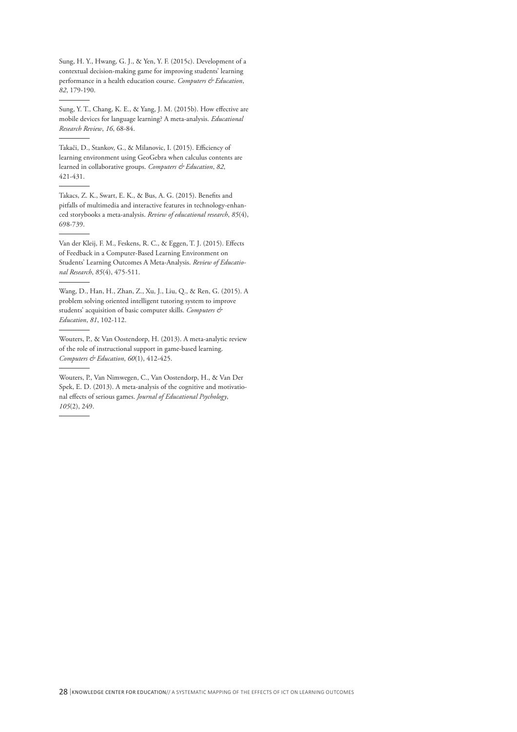Sung, H. Y., Hwang, G. J., & Yen, Y. F. (2015c). Development of a contextual decision-making game for improving students' learning performance in a health education course. *Computers & Education*, *82*, 179-190.

Sung, Y. T., Chang, K. E., & Yang, J. M. (2015b). How effective are mobile devices for language learning? A meta-analysis. *Educational Research Review*, *16*, 68-84.

Takači, D., Stankov, G., & Milanovic, I. (2015). Efficiency of learning environment using GeoGebra when calculus contents are learned in collaborative groups. *Computers & Education*, *82*, 421-431.

Takacs, Z. K., Swart, E. K., & Bus, A. G. (2015). Benefits and pitfalls of multimedia and interactive features in technology-enhanced storybooks a meta-analysis. *Review of educational research*, *85*(4), 698-739.

Van der Kleij, F. M., Feskens, R. C., & Eggen, T. J. (2015). Effects of Feedback in a Computer-Based Learning Environment on Students' Learning Outcomes A Meta-Analysis. *Review of Educational Research*, *85*(4), 475-511.

Wang, D., Han, H., Zhan, Z., Xu, J., Liu, Q., & Ren, G. (2015). A problem solving oriented intelligent tutoring system to improve students' acquisition of basic computer skills. *Computers & Education*, *81*, 102-112.

Wouters, P., & Van Oostendorp, H. (2013). A meta-analytic review of the role of instructional support in game-based learning. *Computers & Education*, *60*(1), 412-425.

Wouters, P., Van Nimwegen, C., Van Oostendorp, H., & Van Der Spek, E. D. (2013). A meta-analysis of the cognitive and motivational effects of serious games. *Journal of Educational Psychology*, *105*(2), 249.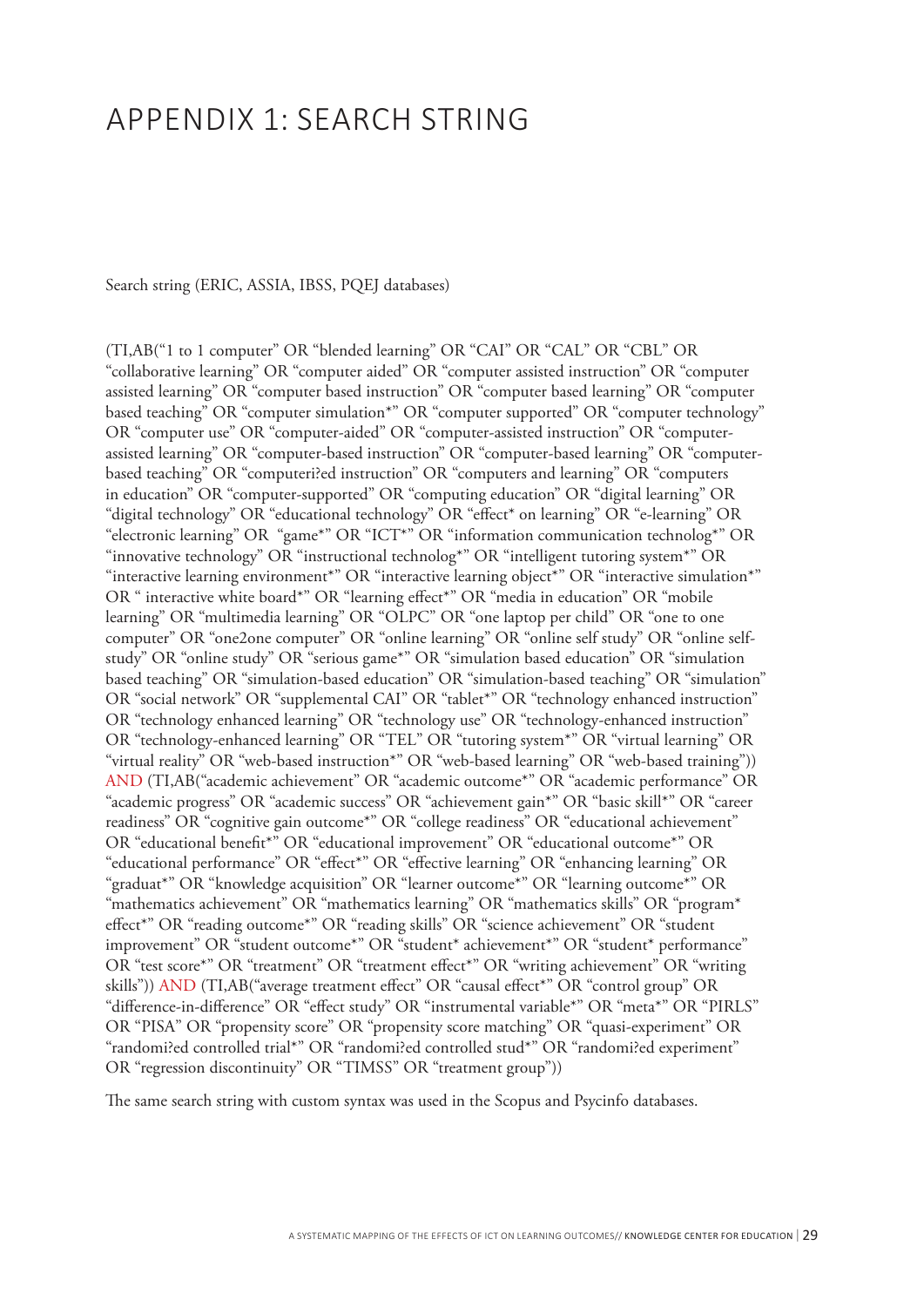# APPENDIX 1: SEARCH STRING

Search string (ERIC, ASSIA, IBSS, PQEJ databases)

(TI,AB("1 to 1 computer" OR "blended learning" OR "CAI" OR "CAL" OR "CBL" OR "collaborative learning" OR "computer aided" OR "computer assisted instruction" OR "computer assisted learning" OR "computer based instruction" OR "computer based learning" OR "computer based teaching" OR "computer simulation*" OR "computer supported" OR "computer technology" OR "computer use" OR "computer-aided" OR "computer-assisted instruction" OR "computer-assisted learning" OR "computer-based instruction" OR "computer-based learning" OR "computer-based teaching" OR "computeri?ed instruction" OR "computers and learning" OR "computers in education" OR "computer-supported" OR "computing education" OR "digital learning" OR "digital technology" OR "educational technology" OR "effect* on learning" OR "e-learning" OR "electronic learning" OR "game*" OR "ICT*" OR "information communication technolog*" OR "innovative technology" OR "instructional technolog*" OR "intelligent tutoring system*" OR "interactive learning environment*" OR "interactive learning object*" OR "interactive simulation*" OR " interactive white board*" OR "learning effect*" OR "media in education" OR "mobile learning" OR "multimedia learning" OR "OLPC" OR "one laptop per child" OR "one to one computer" OR "one2one computer" OR "online learning" OR "online self study" OR "online self-study" OR "online study" OR "serious game*" OR "simulation based education" OR "simulation based teaching" OR "simulation-based education" OR "simulation-based teaching" OR "simulation" OR "social network" OR "supplemental CAI" OR "tablet*" OR "technology enhanced instruction" OR "technology enhanced learning" OR "technology use" OR "technology-enhanced instruction" OR "technology-enhanced learning" OR "TEL" OR "tutoring system*" OR "virtual learning" OR "virtual reality" OR "web-based instruction*" OR "web-based learning" OR "web-based training")) AND (TI,AB("academic achievement" OR "academic outcome*" OR "academic performance" OR "academic progress" OR "academic success" OR "achievement gain*" OR "basic skill*" OR "career readiness" OR "cognitive gain outcome*" OR "college readiness" OR "educational achievement" OR "educational benefit*" OR "educational improvement" OR "educational outcome*" OR "educational performance" OR "effect*" OR "effective learning" OR "enhancing learning" OR "graduat*" OR "knowledge acquisition" OR "learner outcome*" OR "learning outcome*" OR "mathematics achievement" OR "mathematics learning" OR "mathematics skills" OR "program* effect*" OR "reading outcome*" OR "reading skills" OR "science achievement" OR "student improvement" OR "student outcome*" OR "student* achievement*" OR "student* performance" OR "test score*" OR "treatment" OR "treatment effect*" OR "writing achievement" OR "writing skills")) AND (TI,AB("average treatment effect" OR "causal effect*" OR "control group" OR "difference-in-difference" OR "effect study" OR "instrumental variable*" OR "meta*" OR "PIRLS" OR "PISA" OR "propensity score" OR "propensity score matching" OR "quasi-experiment" OR "randomi?ed controlled trial*" OR "randomi?ed controlled stud*" OR "randomi?ed experiment" OR "regression discontinuity" OR "TIMSS" OR "treatment group"))

The same search string with custom syntax was used in the Scopus and Psycinfo databases.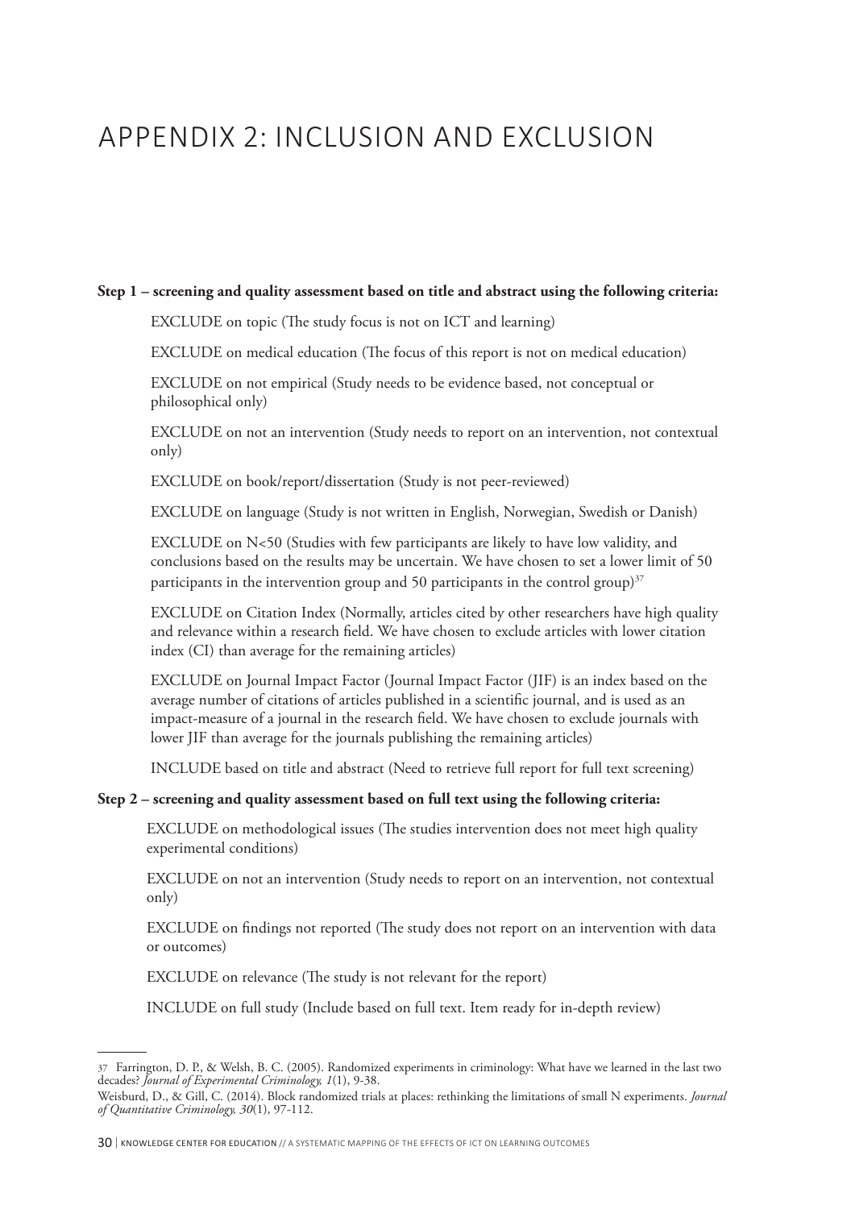# APPENDIX 2: INCLUSION AND EXCLUSION

**Step 1 – screening and quality assessment based on title and abstract using the following criteria:**

EXCLUDE on topic (The study focus is not on ICT and learning)

EXCLUDE on medical education (The focus of this report is not on medical education)

EXCLUDE on not empirical (Study needs to be evidence based, not conceptual or philosophical only)

EXCLUDE on not an intervention (Study needs to report on an intervention, not contextual only)

EXCLUDE on book/report/dissertation (Study is not peer-reviewed)

EXCLUDE on language (Study is not written in English, Norwegian, Swedish or Danish)

EXCLUDE on N<50 (Studies with few participants are likely to have low validity, and conclusions based on the results may be uncertain. We have chosen to set a lower limit of 50 participants in the intervention group and 50 participants in the control group)[37]

EXCLUDE on Citation Index (Normally, articles cited by other researchers have high quality and relevance within a research field. We have chosen to exclude articles with lower citation index (CI) than average for the remaining articles)

EXCLUDE on Journal Impact Factor (Journal Impact Factor (JIF) is an index based on the average number of citations of articles published in a scientific journal, and is used as an impact-measure of a journal in the research field. We have chosen to exclude journals with lower JIF than average for the journals publishing the remaining articles)

INCLUDE based on title and abstract (Need to retrieve full report for full text screening)

**Step 2 – screening and quality assessment based on full text using the following criteria:**

EXCLUDE on methodological issues (The studies intervention does not meet high quality experimental conditions)

EXCLUDE on not an intervention (Study needs to report on an intervention, not contextual only)

EXCLUDE on findings not reported (The study does not report on an intervention with data or outcomes)

EXCLUDE on relevance (The study is not relevant for the report)

INCLUDE on full study (Include based on full text. Item ready for in-depth review)

---

37 Farrington, D. P., & Welsh, B. C. (2005). Randomized experiments in criminology: What have we learned in the last two decades? *Journal of Experimental Criminology, 1*(1), 9-38.

Weisburd, D., & Gill, C. (2014). Block randomized trials at places: rethinking the limitations of small N experiments. *Journal of Quantitative Criminology, 30*(1), 97-112.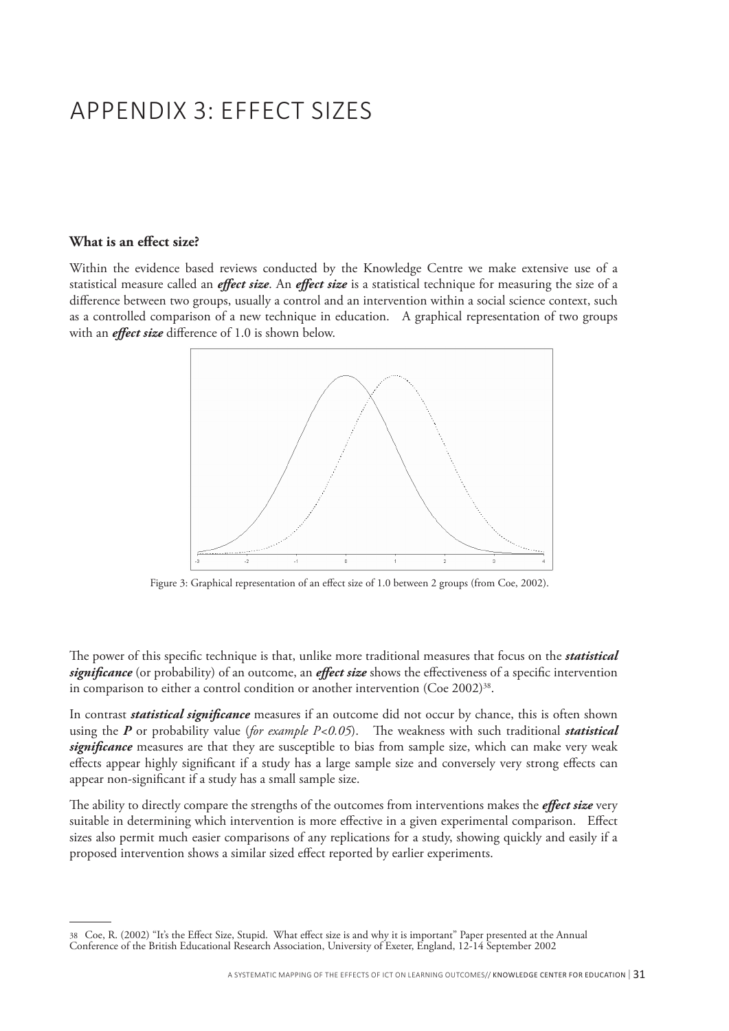# APPENDIX 3: EFFECT SIZES

**What is an effect size?**

Within the evidence based reviews conducted by the Knowledge Centre we make extensive use of a statistical measure called an ***effect size***. An ***effect size*** is a statistical technique for measuring the size of a difference between two groups, usually a control and an intervention within a social science context, such as a controlled comparison of a new technique in education. A graphical representation of two groups with an ***effect size*** difference of 1.0 is shown below.

Figure 3: Graphical representation of an effect size of 1.0 between 2 groups (from Coe, 2002).

The power of this specific technique is that, unlike more traditional measures that focus on the ***statistical significance*** (or probability) of an outcome, an ***effect size*** shows the effectiveness of a specific intervention in comparison to either a control condition or another intervention (Coe 2002)[38].

In contrast ***statistical significance*** measures if an outcome did not occur by chance, this is often shown using the ***P*** or probability value (*for example* $P<0.05$). The weakness with such traditional ***statistical significance*** measures are that they are susceptible to bias from sample size, which can make very weak effects appear highly significant if a study has a large sample size and conversely very strong effects can appear non-significant if a study has a small sample size.

The ability to directly compare the strengths of the outcomes from interventions makes the ***effect size*** very suitable in determining which intervention is more effective in a given experimental comparison. Effect sizes also permit much easier comparisons of any replications for a study, showing quickly and easily if a proposed intervention shows a similar sized effect reported by earlier experiments.

---

38 Coe, R. (2002) "It's the Effect Size, Stupid. What effect size is and why it is important" Paper presented at the Annual Conference of the British Educational Research Association, University of Exeter, England, 12-14 September 2002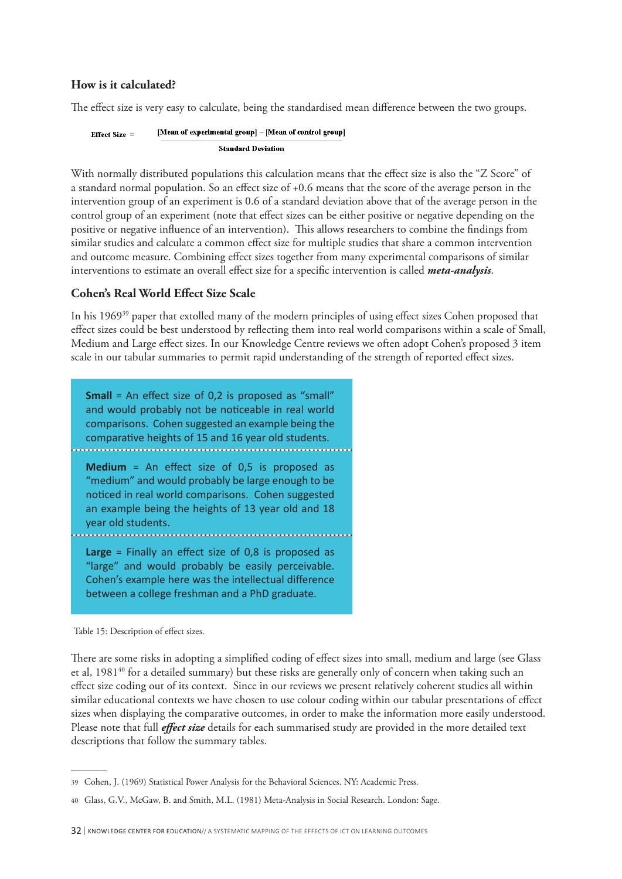### How is it calculated?

The effect size is very easy to calculate, being the standardised mean difference between the two groups.

$$\text{Effect Size} = \frac{[\text{Mean of experimental group}] - [\text{Mean of control group}]}{\text{Standard Deviation}}$$

With normally distributed populations this calculation means that the effect size is also the "Z Score" of a standard normal population. So an effect size of +0.6 means that the score of the average person in the intervention group of an experiment is 0.6 of a standard deviation above that of the average person in the control group of an experiment (note that effect sizes can be either positive or negative depending on the positive or negative influence of an intervention). This allows researchers to combine the findings from similar studies and calculate a common effect size for multiple studies that share a common intervention and outcome measure. Combining effect sizes together from many experimental comparisons of similar interventions to estimate an overall effect size for a specific intervention is called ***meta-analysis***.

### Cohen's Real World Effect Size Scale

In his 1969[39] paper that extolled many of the modern principles of using effect sizes Cohen proposed that effect sizes could be best understood by reflecting them into real world comparisons within a scale of Small, Medium and Large effect sizes. In our Knowledge Centre reviews we often adopt Cohen's proposed 3 item scale in our tabular summaries to permit rapid understanding of the strength of reported effect sizes.

| |
|---|
| **Small** = An effect size of 0,2 is proposed as "small" and would probably not be noticeable in real world comparisons. Cohen suggested an example being the comparative heights of 15 and 16 year old students. |
| **Medium** = An effect size of 0,5 is proposed as "medium" and would probably be large enough to be noticed in real world comparisons. Cohen suggested an example being the heights of 13 year old and 18 year old students. |
| **Large** = Finally an effect size of 0,8 is proposed as "large" and would probably be easily perceivable. Cohen's example here was the intellectual difference between a college freshman and a PhD graduate. |

Table 15: Description of effect sizes.

There are some risks in adopting a simplified coding of effect sizes into small, medium and large (see Glass et al, 1981[40] for a detailed summary) but these risks are generally only of concern when taking such an effect size coding out of its context. Since in our reviews we present relatively coherent studies all within similar educational contexts we have chosen to use colour coding within our tabular presentations of effect sizes when displaying the comparative outcomes, in order to make the information more easily understood. Please note that full ***effect size*** details for each summarised study are provided in the more detailed text descriptions that follow the summary tables.

---

39 Cohen, J. (1969) Statistical Power Analysis for the Behavioral Sciences. NY: Academic Press.

40 Glass, G.V., McGaw, B. and Smith, M.L. (1981) Meta-Analysis in Social Research. London: Sage.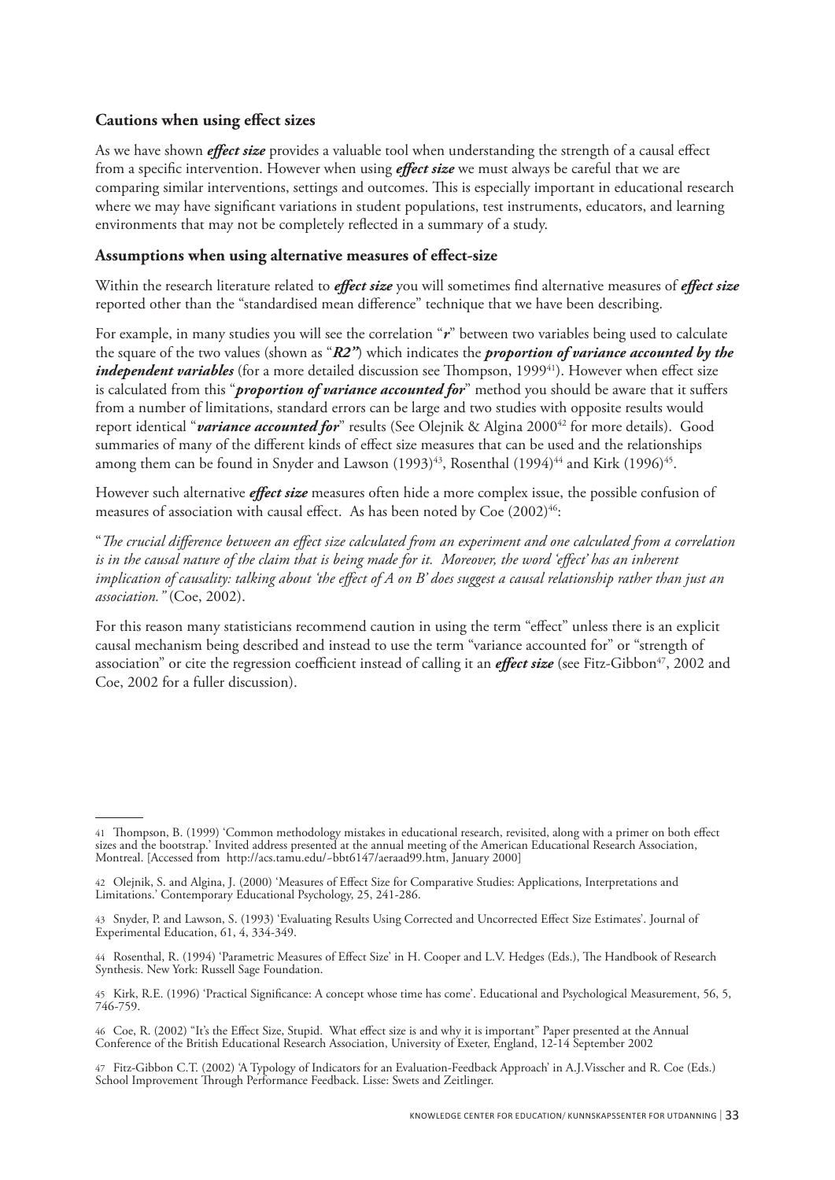### Cautions when using effect sizes

As we have shown ***effect size*** provides a valuable tool when understanding the strength of a causal effect from a specific intervention. However when using ***effect size*** we must always be careful that we are comparing similar interventions, settings and outcomes. This is especially important in educational research where we may have significant variations in student populations, test instruments, educators, and learning environments that may not be completely reflected in a summary of a study.

### Assumptions when using alternative measures of effect-size

Within the research literature related to ***effect size*** you will sometimes find alternative measures of ***effect size*** reported other than the "standardised mean difference" technique that we have been describing.

For example, in many studies you will see the correlation "***r***" between two variables being used to calculate the square of the two values (shown as "***R2"***) which indicates the ***proportion of variance accounted by the independent variables*** (for a more detailed discussion see Thompson, 1999[41]). However when effect size is calculated from this "***proportion of variance accounted for***" method you should be aware that it suffers from a number of limitations, standard errors can be large and two studies with opposite results would report identical "***variance accounted for***" results (See Olejnik & Algina 2000[42] for more details). Good summaries of many of the different kinds of effect size measures that can be used and the relationships among them can be found in Snyder and Lawson (1993)[43], Rosenthal (1994)[44] and Kirk (1996)[45].

However such alternative ***effect size*** measures often hide a more complex issue, the possible confusion of measures of association with causal effect. As has been noted by Coe (2002)[46]:

"*The crucial difference between an effect size calculated from an experiment and one calculated from a correlation is in the causal nature of the claim that is being made for it. Moreover, the word 'effect' has an inherent implication of causality: talking about 'the effect of A on B' does suggest a causal relationship rather than just an association."* (Coe, 2002).

For this reason many statisticians recommend caution in using the term "effect" unless there is an explicit causal mechanism being described and instead to use the term "variance accounted for" or "strength of association" or cite the regression coefficient instead of calling it an ***effect size*** (see Fitz-Gibbon[47], 2002 and Coe, 2002 for a fuller discussion).

---

41 Thompson, B. (1999) 'Common methodology mistakes in educational research, revisited, along with a primer on both effect sizes and the bootstrap.' Invited address presented at the annual meeting of the American Educational Research Association, Montreal. [Accessed from http://acs.tamu.edu/~bbt6147/aeraad99.htm, January 2000]

42 Olejnik, S. and Algina, J. (2000) 'Measures of Effect Size for Comparative Studies: Applications, Interpretations and Limitations.' Contemporary Educational Psychology, 25, 241-286.

43 Snyder, P. and Lawson, S. (1993) 'Evaluating Results Using Corrected and Uncorrected Effect Size Estimates'. Journal of Experimental Education, 61, 4, 334-349.

44 Rosenthal, R. (1994) 'Parametric Measures of Effect Size' in H. Cooper and L.V. Hedges (Eds.), The Handbook of Research Synthesis. New York: Russell Sage Foundation.

45 Kirk, R.E. (1996) 'Practical Significance: A concept whose time has come'. Educational and Psychological Measurement, 56, 5, 746-759.

46 Coe, R. (2002) "It's the Effect Size, Stupid. What effect size is and why it is important" Paper presented at the Annual Conference of the British Educational Research Association, University of Exeter, England, 12-14 September 2002

47 Fitz-Gibbon C.T. (2002) 'A Typology of Indicators for an Evaluation-Feedback Approach' in A.J.Visscher and R. Coe (Eds.) School Improvement Through Performance Feedback. Lisse: Swets and Zeitlinger.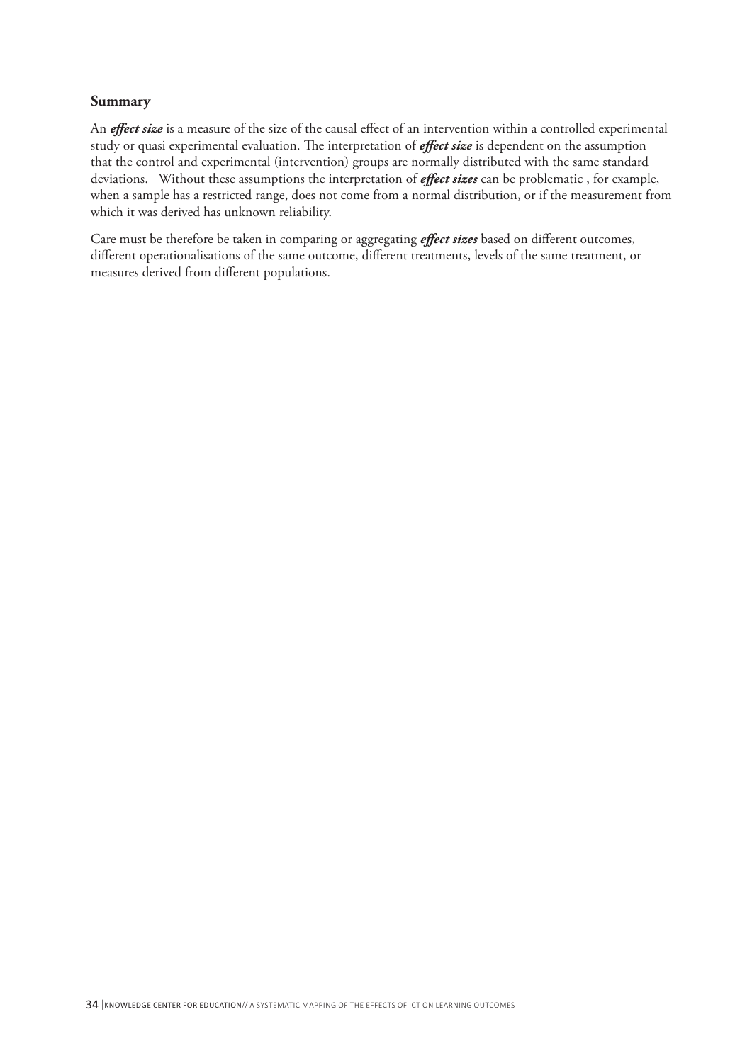### Summary

An ***effect size*** is a measure of the size of the causal effect of an intervention within a controlled experimental study or quasi experimental evaluation. The interpretation of ***effect size*** is dependent on the assumption that the control and experimental (intervention) groups are normally distributed with the same standard deviations. Without these assumptions the interpretation of ***effect sizes*** can be problematic , for example, when a sample has a restricted range, does not come from a normal distribution, or if the measurement from which it was derived has unknown reliability.

Care must be therefore be taken in comparing or aggregating ***effect sizes*** based on different outcomes, different operationalisations of the same outcome, different treatments, levels of the same treatment, or measures derived from different populations.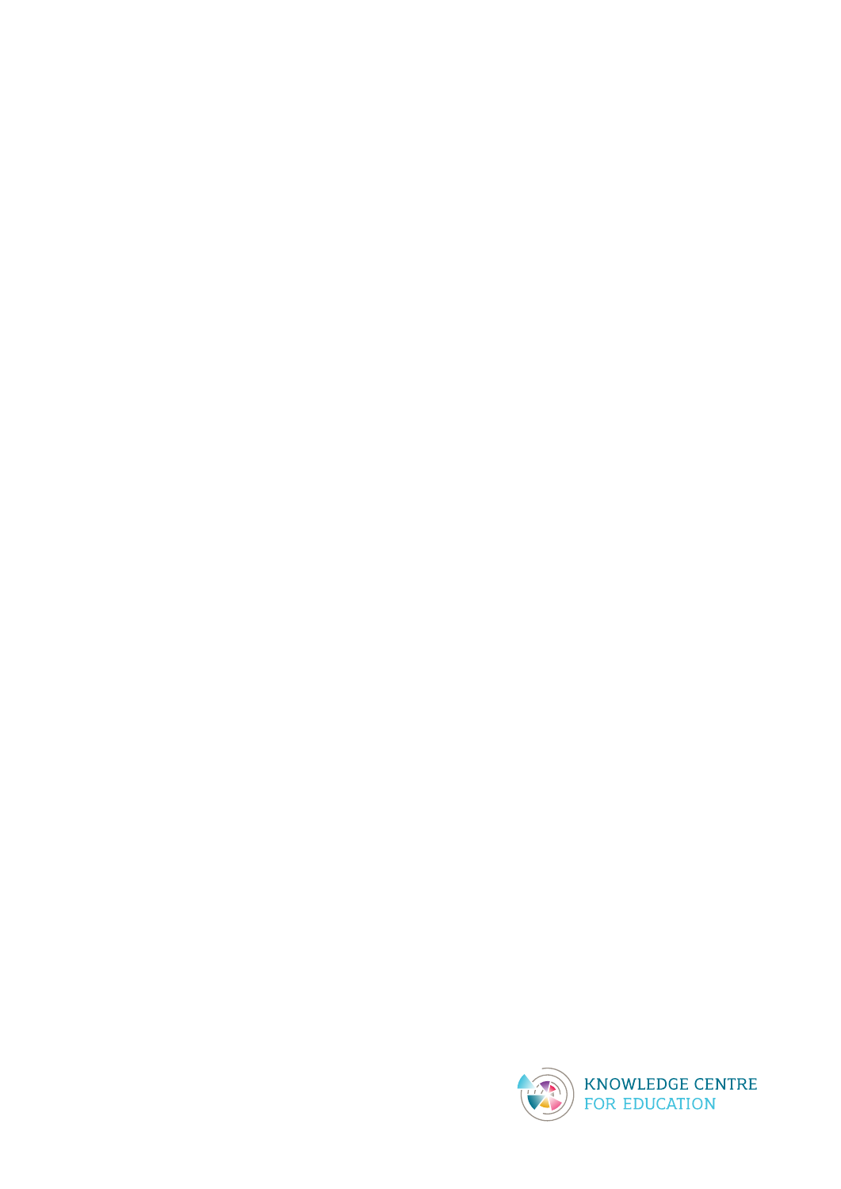KNOWLEDGE CENTRE
FOR EDUCATION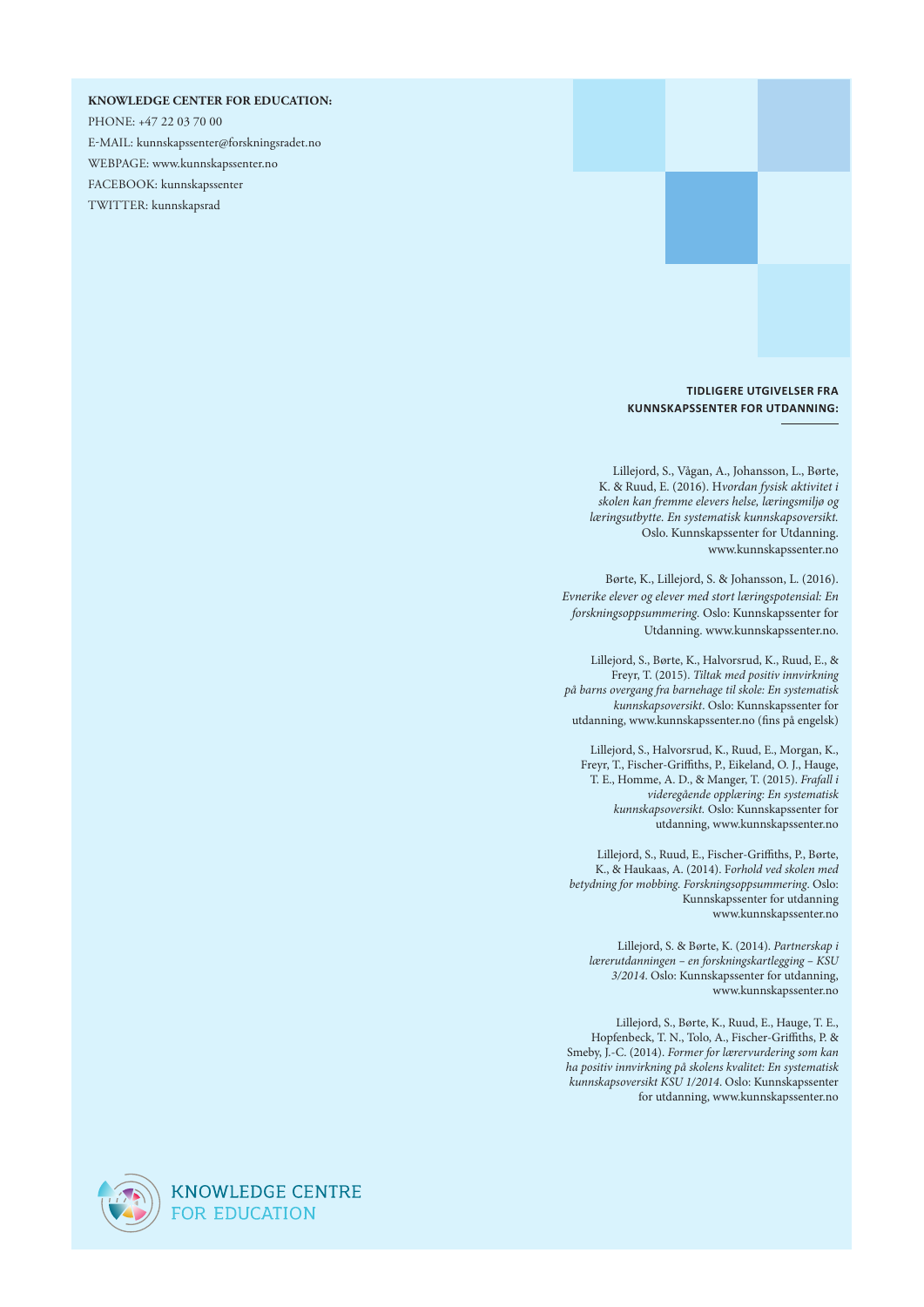**KNOWLEDGE CENTER FOR EDUCATION:**
PHONE: +47 22 03 70 00
E-MAIL: kunnskapssenter@forskningsradet.no
WEBPAGE: www.kunnskapssenter.no
FACEBOOK: kunnskapssenter
TWITTER: kunnskapsrad

**TIDLIGERE UTGIVELSER FRA KUNNSKAPSSENTER FOR UTDANNING:**

Lillejord, S., Vågan, A., Johansson, L., Børte, K. & Ruud, E. (2016). H*vordan fysisk aktivitet i skolen kan fremme elevers helse, læringsmiljø og læringsutbytte. En systematisk kunnskapsoversikt.* Oslo. Kunnskapssenter for Utdanning. www.kunnskapssenter.no

Børte, K., Lillejord, S. & Johansson, L. (2016). *Evnerike elever og elever med stort læringspotensial: En forskningsoppsummering.* Oslo: Kunnskapssenter for Utdanning. www.kunnskapssenter.no.

Lillejord, S., Børte, K., Halvorsrud, K., Ruud, E., & Freyr, T. (2015). *Tiltak med positiv innvirkning på barns overgang fra barnehage til skole: En systematisk kunnskapsoversikt*. Oslo: Kunnskapssenter for utdanning, www.kunnskapssenter.no (fins på engelsk)

Lillejord, S., Halvorsrud, K., Ruud, E., Morgan, K., Freyr, T., Fischer-Griffiths, P., Eikeland, O. J., Hauge, T. E., Homme, A. D., & Manger, T. (2015). *Frafall i videregående opplæring: En systematisk kunnskapsoversikt.* Oslo: Kunnskapssenter for utdanning, www.kunnskapssenter.no

Lillejord, S., Ruud, E., Fischer-Griffiths, P., Børte, K., & Haukaas, A. (2014). F*orhold ved skolen med betydning for mobbing. Forskningsoppsummering*. Oslo: Kunnskapssenter for utdanning www.kunnskapssenter.no

Lillejord, S. & Børte, K. (2014). *Partnerskap i lærerutdanningen – en forskningskartlegging – KSU 3/2014*. Oslo: Kunnskapssenter for utdanning, www.kunnskapssenter.no

Lillejord, S., Børte, K., Ruud, E., Hauge, T. E., Hopfenbeck, T. N., Tolo, A., Fischer-Griffiths, P. & Smeby, J.-C. (2014). *Former for lærervurdering som kan ha positiv innvirkning på skolens kvalitet: En systematisk kunnskapsoversikt KSU 1/2014*. Oslo: Kunnskapssenter for utdanning, www.kunnskapssenter.no

KNOWLEDGE CENTRE
FOR EDUCATION